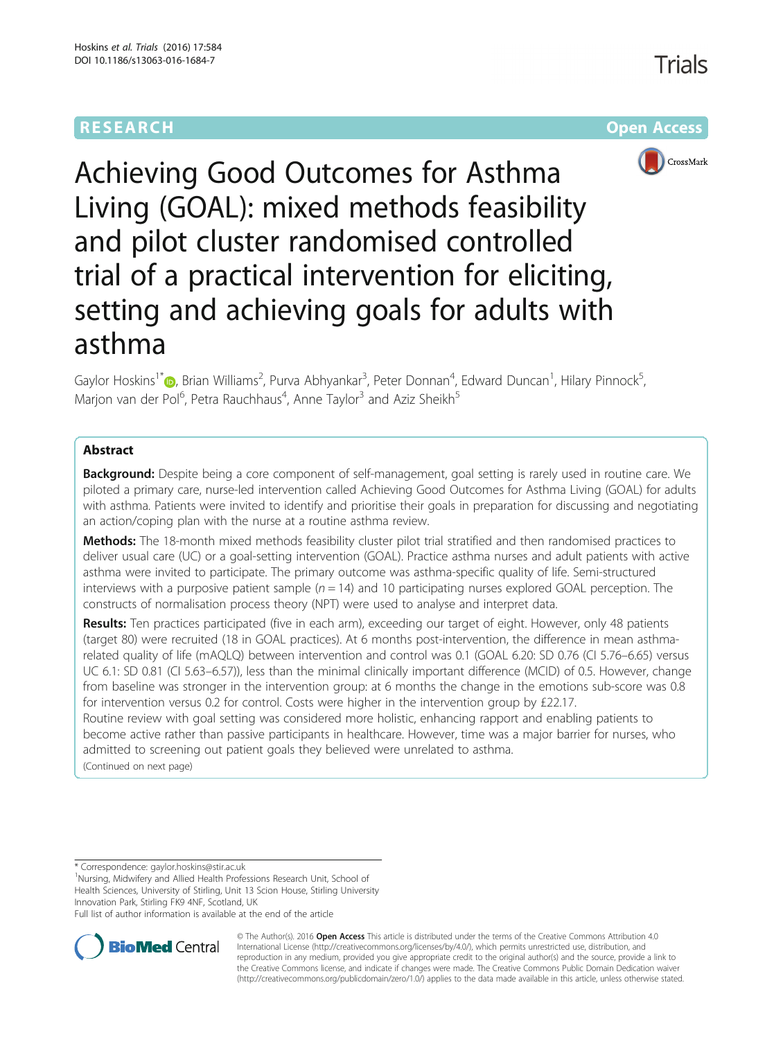RESEARCH Open Access

# Achieving Good Outcomes for Asthma Living (GOAL): mixed methods feasibility and pilot cluster randomised controlled trial of a practical intervention for eliciting, setting and achieving goals for adults with asthma

Gaylor Hoskins[1*], Brian Williams[2], Purva Abhyankar[3], Peter Donnan[4], Edward Duncan[1], Hilary Pinnock[5], Marjon van der Pol[6], Petra Rauchhaus[4], Anne Taylor[3] and Aziz Sheikh[5]

## Abstract

**Background:** Despite being a core component of self-management, goal setting is rarely used in routine care. We piloted a primary care, nurse-led intervention called Achieving Good Outcomes for Asthma Living (GOAL) for adults with asthma. Patients were invited to identify and prioritise their goals in preparation for discussing and negotiating an action/coping plan with the nurse at a routine asthma review.

**Methods:** The 18-month mixed methods feasibility cluster pilot trial stratified and then randomised practices to deliver usual care (UC) or a goal-setting intervention (GOAL). Practice asthma nurses and adult patients with active asthma were invited to participate. The primary outcome was asthma-specific quality of life. Semi-structured interviews with a purposive patient sample ($n = 14$) and 10 participating nurses explored GOAL perception. The constructs of normalisation process theory (NPT) were used to analyse and interpret data.

**Results:** Ten practices participated (five in each arm), exceeding our target of eight. However, only 48 patients (target 80) were recruited (18 in GOAL practices). At 6 months post-intervention, the difference in mean asthma-related quality of life (mAQLQ) between intervention and control was 0.1 (GOAL 6.20: SD 0.76 (CI 5.76–6.65) versus UC 6.1: SD 0.81 (CI 5.63–6.57)), less than the minimal clinically important difference (MCID) of 0.5. However, change from baseline was stronger in the intervention group: at 6 months the change in the emotions sub-score was 0.8 for intervention versus 0.2 for control. Costs were higher in the intervention group by £22.17.

Routine review with goal setting was considered more holistic, enhancing rapport and enabling patients to become active rather than passive participants in healthcare. However, time was a major barrier for nurses, who admitted to screening out patient goals they believed were unrelated to asthma.

(Continued on next page)

* Correspondence: gaylor.hoskins@stir.ac.uk

[1]Nursing, Midwifery and Allied Health Professions Research Unit, School of Health Sciences, University of Stirling, Unit 13 Scion House, Stirling University Innovation Park, Stirling FK9 4NF, Scotland, UK

Full list of author information is available at the end of the article

© The Author(s). 2016 **Open Access** This article is distributed under the terms of the Creative Commons Attribution 4.0 International License (http://creativecommons.org/licenses/by/4.0/), which permits unrestricted use, distribution, and reproduction in any medium, provided you give appropriate credit to the original author(s) and the source, provide a link to the Creative Commons license, and indicate if changes were made. The Creative Commons Public Domain Dedication waiver (http://creativecommons.org/publicdomain/zero/1.0/) applies to the data made available in this article, unless otherwise stated.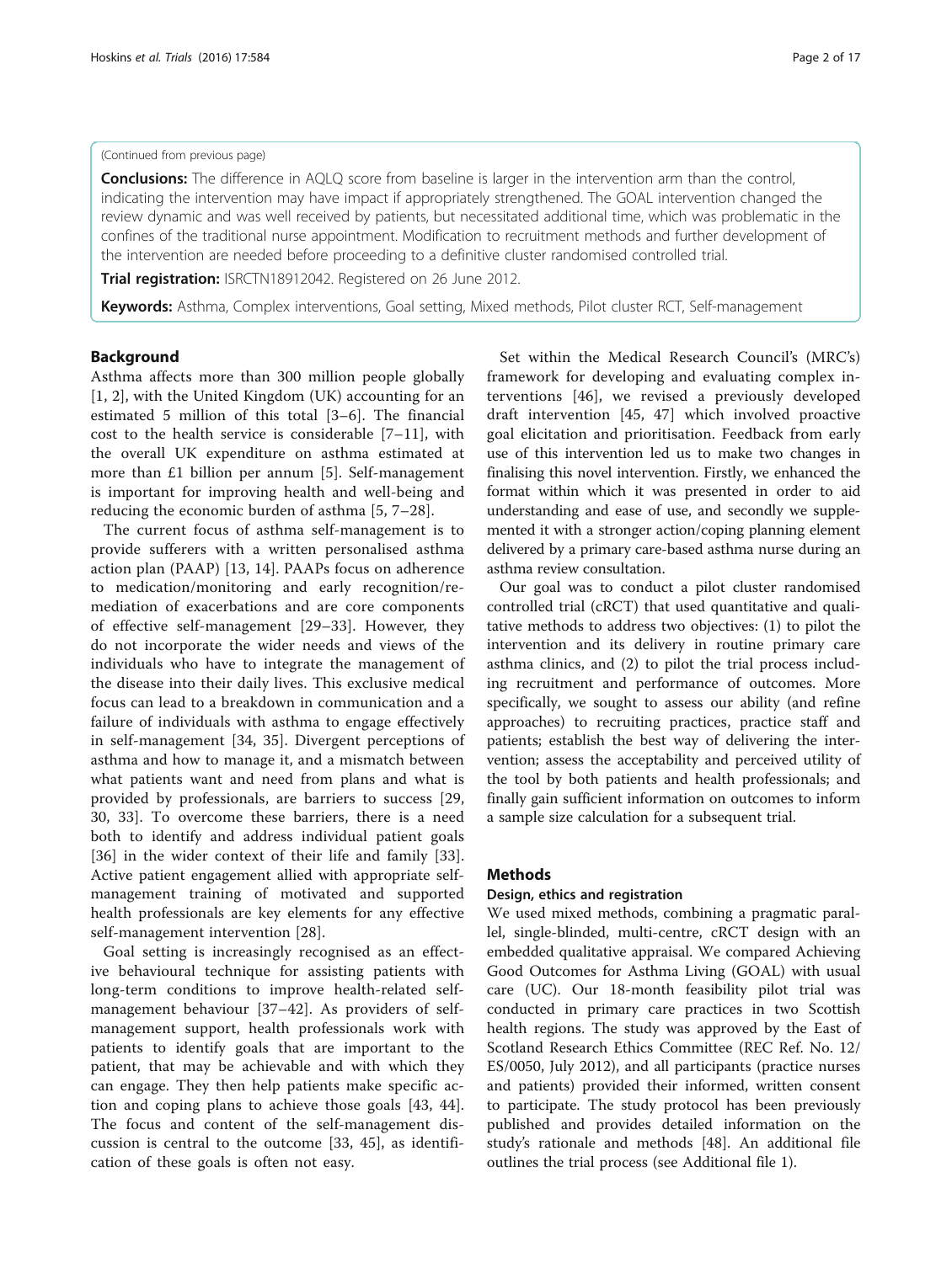(Continued from previous page)

**Conclusions:** The difference in AQLQ score from baseline is larger in the intervention arm than the control, indicating the intervention may have impact if appropriately strengthened. The GOAL intervention changed the review dynamic and was well received by patients, but necessitated additional time, which was problematic in the confines of the traditional nurse appointment. Modification to recruitment methods and further development of the intervention are needed before proceeding to a definitive cluster randomised controlled trial.

**Trial registration:** ISRCTN18912042. Registered on 26 June 2012.

**Keywords:** Asthma, Complex interventions, Goal setting, Mixed methods, Pilot cluster RCT, Self-management

## Background

Asthma affects more than 300 million people globally [1, 2], with the United Kingdom (UK) accounting for an estimated 5 million of this total [3–6]. The financial cost to the health service is considerable [7–11], with the overall UK expenditure on asthma estimated at more than £1 billion per annum [5]. Self-management is important for improving health and well-being and reducing the economic burden of asthma [5, 7–28].

The current focus of asthma self-management is to provide sufferers with a written personalised asthma action plan (PAAP) [13, 14]. PAAPs focus on adherence to medication/monitoring and early recognition/remediation of exacerbations and are core components of effective self-management [29–33]. However, they do not incorporate the wider needs and views of the individuals who have to integrate the management of the disease into their daily lives. This exclusive medical focus can lead to a breakdown in communication and a failure of individuals with asthma to engage effectively in self-management [34, 35]. Divergent perceptions of asthma and how to manage it, and a mismatch between what patients want and need from plans and what is provided by professionals, are barriers to success [29, 30, 33]. To overcome these barriers, there is a need both to identify and address individual patient goals [36] in the wider context of their life and family [33]. Active patient engagement allied with appropriate self-management training of motivated and supported health professionals are key elements for any effective self-management intervention [28].

Goal setting is increasingly recognised as an effective behavioural technique for assisting patients with long-term conditions to improve health-related self-management behaviour [37–42]. As providers of self-management support, health professionals work with patients to identify goals that are important to the patient, that may be achievable and with which they can engage. They then help patients make specific action and coping plans to achieve those goals [43, 44]. The focus and content of the self-management discussion is central to the outcome [33, 45], as identification of these goals is often not easy.

Set within the Medical Research Council's (MRC's) framework for developing and evaluating complex interventions [46], we revised a previously developed draft intervention [45, 47] which involved proactive goal elicitation and prioritisation. Feedback from early use of this intervention led us to make two changes in finalising this novel intervention. Firstly, we enhanced the format within which it was presented in order to aid understanding and ease of use, and secondly we supplemented it with a stronger action/coping planning element delivered by a primary care-based asthma nurse during an asthma review consultation.

Our goal was to conduct a pilot cluster randomised controlled trial (cRCT) that used quantitative and qualitative methods to address two objectives: (1) to pilot the intervention and its delivery in routine primary care asthma clinics, and (2) to pilot the trial process including recruitment and performance of outcomes. More specifically, we sought to assess our ability (and refine approaches) to recruiting practices, practice staff and patients; establish the best way of delivering the intervention; assess the acceptability and perceived utility of the tool by both patients and health professionals; and finally gain sufficient information on outcomes to inform a sample size calculation for a subsequent trial.

## Methods

### Design, ethics and registration

We used mixed methods, combining a pragmatic parallel, single-blinded, multi-centre, cRCT design with an embedded qualitative appraisal. We compared Achieving Good Outcomes for Asthma Living (GOAL) with usual care (UC). Our 18-month feasibility pilot trial was conducted in primary care practices in two Scottish health regions. The study was approved by the East of Scotland Research Ethics Committee (REC Ref. No. 12/ES/0050, July 2012), and all participants (practice nurses and patients) provided their informed, written consent to participate. The study protocol has been previously published and provides detailed information on the study's rationale and methods [48]. An additional file outlines the trial process (see Additional file 1).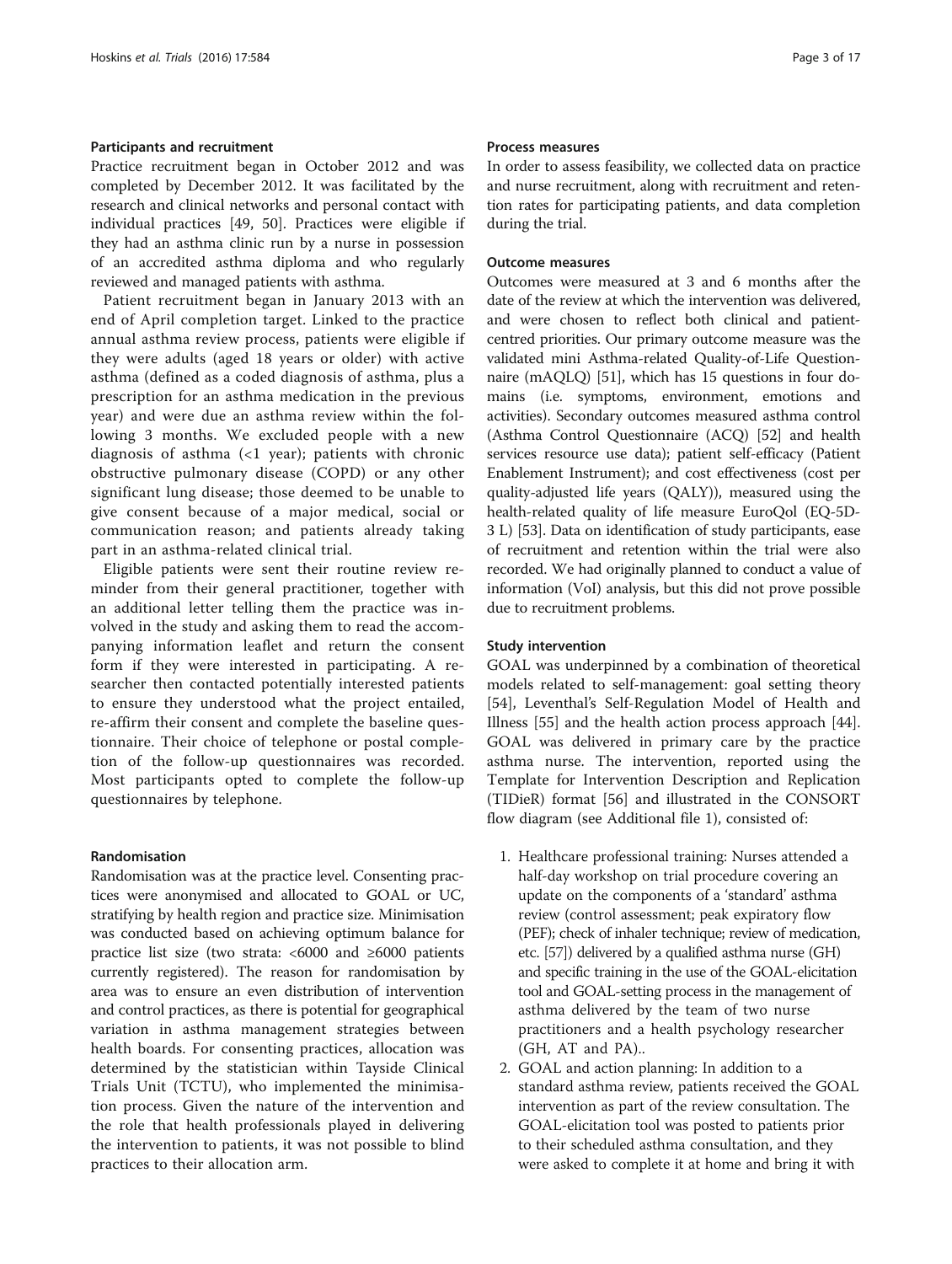### Participants and recruitment

Practice recruitment began in October 2012 and was completed by December 2012. It was facilitated by the research and clinical networks and personal contact with individual practices [49, 50]. Practices were eligible if they had an asthma clinic run by a nurse in possession of an accredited asthma diploma and who regularly reviewed and managed patients with asthma.

Patient recruitment began in January 2013 with an end of April completion target. Linked to the practice annual asthma review process, patients were eligible if they were adults (aged 18 years or older) with active asthma (defined as a coded diagnosis of asthma, plus a prescription for an asthma medication in the previous year) and were due an asthma review within the following 3 months. We excluded people with a new diagnosis of asthma (<1 year); patients with chronic obstructive pulmonary disease (COPD) or any other significant lung disease; those deemed to be unable to give consent because of a major medical, social or communication reason; and patients already taking part in an asthma-related clinical trial.

Eligible patients were sent their routine review reminder from their general practitioner, together with an additional letter telling them the practice was involved in the study and asking them to read the accompanying information leaflet and return the consent form if they were interested in participating. A researcher then contacted potentially interested patients to ensure they understood what the project entailed, re-affirm their consent and complete the baseline questionnaire. Their choice of telephone or postal completion of the follow-up questionnaires was recorded. Most participants opted to complete the follow-up questionnaires by telephone.

### Randomisation

Randomisation was at the practice level. Consenting practices were anonymised and allocated to GOAL or UC, stratifying by health region and practice size. Minimisation was conducted based on achieving optimum balance for practice list size (two strata: <6000 and ≥6000 patients currently registered). The reason for randomisation by area was to ensure an even distribution of intervention and control practices, as there is potential for geographical variation in asthma management strategies between health boards. For consenting practices, allocation was determined by the statistician within Tayside Clinical Trials Unit (TCTU), who implemented the minimisation process. Given the nature of the intervention and the role that health professionals played in delivering the intervention to patients, it was not possible to blind practices to their allocation arm.

### Process measures

In order to assess feasibility, we collected data on practice and nurse recruitment, along with recruitment and retention rates for participating patients, and data completion during the trial.

### Outcome measures

Outcomes were measured at 3 and 6 months after the date of the review at which the intervention was delivered, and were chosen to reflect both clinical and patient-centred priorities. Our primary outcome measure was the validated mini Asthma-related Quality-of-Life Questionnaire (mAQLQ) [51], which has 15 questions in four domains (i.e. symptoms, environment, emotions and activities). Secondary outcomes measured asthma control (Asthma Control Questionnaire (ACQ) [52] and health services resource use data); patient self-efficacy (Patient Enablement Instrument); and cost effectiveness (cost per quality-adjusted life years (QALY)), measured using the health-related quality of life measure EuroQol (EQ-5D-3 L) [53]. Data on identification of study participants, ease of recruitment and retention within the trial were also recorded. We had originally planned to conduct a value of information (VoI) analysis, but this did not prove possible due to recruitment problems.

### Study intervention

GOAL was underpinned by a combination of theoretical models related to self-management: goal setting theory [54], Leventhal's Self-Regulation Model of Health and Illness [55] and the health action process approach [44]. GOAL was delivered in primary care by the practice asthma nurse. The intervention, reported using the Template for Intervention Description and Replication (TIDieR) format [56] and illustrated in the CONSORT flow diagram (see Additional file 1), consisted of:

1. Healthcare professional training: Nurses attended a half-day workshop on trial procedure covering an update on the components of a 'standard' asthma review (control assessment; peak expiratory flow (PEF); check of inhaler technique; review of medication, etc. [57]) delivered by a qualified asthma nurse (GH) and specific training in the use of the GOAL-elicitation tool and GOAL-setting process in the management of asthma delivered by the team of two nurse practitioners and a health psychology researcher (GH, AT and PA)..
2. GOAL and action planning: In addition to a standard asthma review, patients received the GOAL intervention as part of the review consultation. The GOAL-elicitation tool was posted to patients prior to their scheduled asthma consultation, and they were asked to complete it at home and bring it with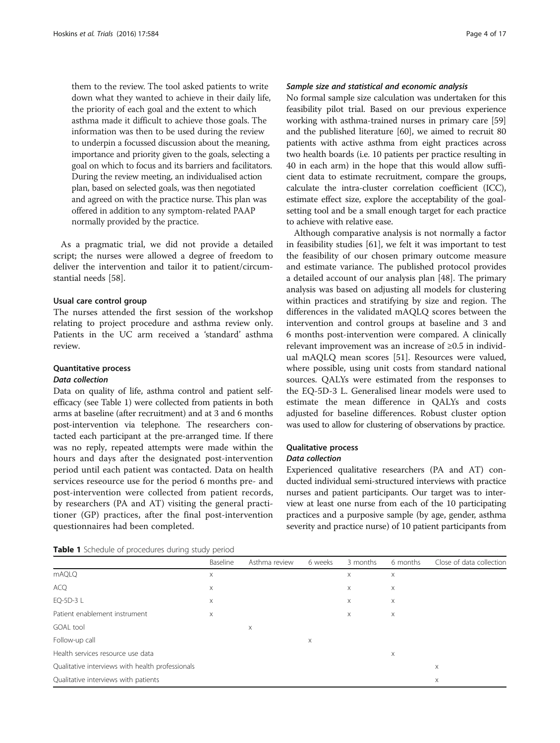them to the review. The tool asked patients to write down what they wanted to achieve in their daily life, the priority of each goal and the extent to which asthma made it difficult to achieve those goals. The information was then to be used during the review to underpin a focussed discussion about the meaning, importance and priority given to the goals, selecting a goal on which to focus and its barriers and facilitators. During the review meeting, an individualised action plan, based on selected goals, was then negotiated and agreed on with the practice nurse. This plan was offered in addition to any symptom-related PAAP normally provided by the practice.

As a pragmatic trial, we did not provide a detailed script; the nurses were allowed a degree of freedom to deliver the intervention and tailor it to patient/circumstantial needs [58].

#### Usual care control group

The nurses attended the first session of the workshop relating to project procedure and asthma review only. Patients in the UC arm received a 'standard' asthma review.

#### Quantitative process

##### *Data collection*

Data on quality of life, asthma control and patient self-efficacy (see Table 1) were collected from patients in both arms at baseline (after recruitment) and at 3 and 6 months post-intervention via telephone. The researchers contacted each participant at the pre-arranged time. If there was no reply, repeated attempts were made within the hours and days after the designated post-intervention period until each patient was contacted. Data on health services reseource use for the period 6 months pre- and post-intervention were collected from patient records, by researchers (PA and AT) visiting the general practitioner (GP) practices, after the final post-intervention questionnaires had been completed.

##### *Sample size and statistical and economic analysis*

No formal sample size calculation was undertaken for this feasibility pilot trial. Based on our previous experience working with asthma-trained nurses in primary care [59] and the published literature [60], we aimed to recruit 80 patients with active asthma from eight practices across two health boards (i.e. 10 patients per practice resulting in 40 in each arm) in the hope that this would allow sufficient data to estimate recruitment, compare the groups, calculate the intra-cluster correlation coefficient (ICC), estimate effect size, explore the acceptability of the goal-setting tool and be a small enough target for each practice to achieve with relative ease.

Although comparative analysis is not normally a factor in feasibility studies [61], we felt it was important to test the feasibility of our chosen primary outcome measure and estimate variance. The published protocol provides a detailed account of our analysis plan [48]. The primary analysis was based on adjusting all models for clustering within practices and stratifying by size and region. The differences in the validated mAQLQ scores between the intervention and control groups at baseline and 3 and 6 months post-intervention were compared. A clinically relevant improvement was an increase of ≥0.5 in individual mAQLQ mean scores [51]. Resources were valued, where possible, using unit costs from standard national sources. QALYs were estimated from the responses to the EQ-5D-3 L. Generalised linear models were used to estimate the mean difference in QALYs and costs adjusted for baseline differences. Robust cluster option was used to allow for clustering of observations by practice.

#### Qualitative process

##### *Data collection*

Experienced qualitative researchers (PA and AT) conducted individual semi-structured interviews with practice nurses and patient participants. Our target was to interview at least one nurse from each of the 10 participating practices and a purposive sample (by age, gender, asthma severity and practice nurse) of 10 patient participants from

**Table 1** Schedule of procedures during study period

| | Baseline | Asthma review | 6 weeks | 3 months | 6 months | Close of data collection |
|---|---|---|---|---|---|---|
| mAQLQ | x | | | x | x | |
| ACQ | x | | | x | x | |
| EQ-5D-3 L | x | | | x | x | |
| Patient enablement instrument | x | | | x | x | |
| GOAL tool | | x | | | | |
| Follow-up call | | | x | | | |
| Health services resource use data | | | | | x | |
| Qualitative interviews with health professionals | | | | | | x |
| Qualitative interviews with patients | | | | | | x |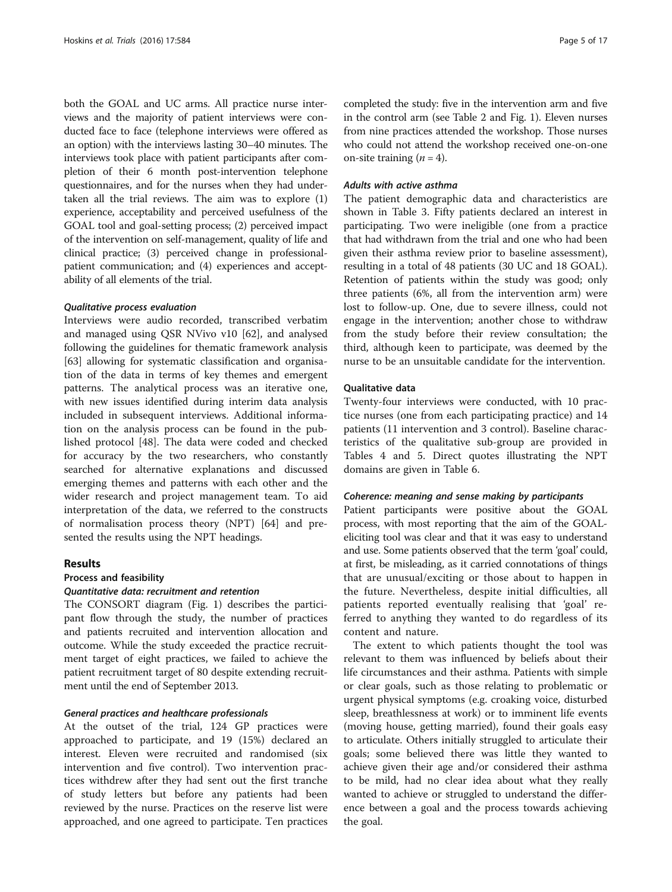both the GOAL and UC arms. All practice nurse interviews and the majority of patient interviews were conducted face to face (telephone interviews were offered as an option) with the interviews lasting 30–40 minutes. The interviews took place with patient participants after completion of their 6 month post-intervention telephone questionnaires, and for the nurses when they had undertaken all the trial reviews. The aim was to explore (1) experience, acceptability and perceived usefulness of the GOAL tool and goal-setting process; (2) perceived impact of the intervention on self-management, quality of life and clinical practice; (3) perceived change in professional-patient communication; and (4) experiences and acceptability of all elements of the trial.

#### *Qualitative process evaluation*

Interviews were audio recorded, transcribed verbatim and managed using QSR NVivo v10 [62], and analysed following the guidelines for thematic framework analysis [63] allowing for systematic classification and organisation of the data in terms of key themes and emergent patterns. The analytical process was an iterative one, with new issues identified during interim data analysis included in subsequent interviews. Additional information on the analysis process can be found in the published protocol [48]. The data were coded and checked for accuracy by the two researchers, who constantly searched for alternative explanations and discussed emerging themes and patterns with each other and the wider research and project management team. To aid interpretation of the data, we referred to the constructs of normalisation process theory (NPT) [64] and presented the results using the NPT headings.

## Results

### Process and feasibility

#### *Quantitative data: recruitment and retention*

The CONSORT diagram (Fig. 1) describes the participant flow through the study, the number of practices and patients recruited and intervention allocation and outcome. While the study exceeded the practice recruitment target of eight practices, we failed to achieve the patient recruitment target of 80 despite extending recruitment until the end of September 2013.

#### *General practices and healthcare professionals*

At the outset of the trial, 124 GP practices were approached to participate, and 19 (15%) declared an interest. Eleven were recruited and randomised (six intervention and five control). Two intervention practices withdrew after they had sent out the first tranche of study letters but before any patients had been reviewed by the nurse. Practices on the reserve list were approached, and one agreed to participate. Ten practices completed the study: five in the intervention arm and five in the control arm (see Table 2 and Fig. 1). Eleven nurses from nine practices attended the workshop. Those nurses who could not attend the workshop received one-on-one on-site training ($n = 4$).

#### *Adults with active asthma*

The patient demographic data and characteristics are shown in Table 3. Fifty patients declared an interest in participating. Two were ineligible (one from a practice that had withdrawn from the trial and one who had been given their asthma review prior to baseline assessment), resulting in a total of 48 patients (30 UC and 18 GOAL). Retention of patients within the study was good; only three patients (6%, all from the intervention arm) were lost to follow-up. One, due to severe illness, could not engage in the intervention; another chose to withdraw from the study before their review consultation; the third, although keen to participate, was deemed by the nurse to be an unsuitable candidate for the intervention.

### Qualitative data

Twenty-four interviews were conducted, with 10 practice nurses (one from each participating practice) and 14 patients (11 intervention and 3 control). Baseline characteristics of the qualitative sub-group are provided in Tables 4 and 5. Direct quotes illustrating the NPT domains are given in Table 6.

#### *Coherence: meaning and sense making by participants*

Patient participants were positive about the GOAL process, with most reporting that the aim of the GOAL-eliciting tool was clear and that it was easy to understand and use. Some patients observed that the term 'goal' could, at first, be misleading, as it carried connotations of things that are unusual/exciting or those about to happen in the future. Nevertheless, despite initial difficulties, all patients reported eventually realising that 'goal' referred to anything they wanted to do regardless of its content and nature.

The extent to which patients thought the tool was relevant to them was influenced by beliefs about their life circumstances and their asthma. Patients with simple or clear goals, such as those relating to problematic or urgent physical symptoms (e.g. croaking voice, disturbed sleep, breathlessness at work) or to imminent life events (moving house, getting married), found their goals easy to articulate. Others initially struggled to articulate their goals; some believed there was little they wanted to achieve given their age and/or considered their asthma to be mild, had no clear idea about what they really wanted to achieve or struggled to understand the difference between a goal and the process towards achieving the goal.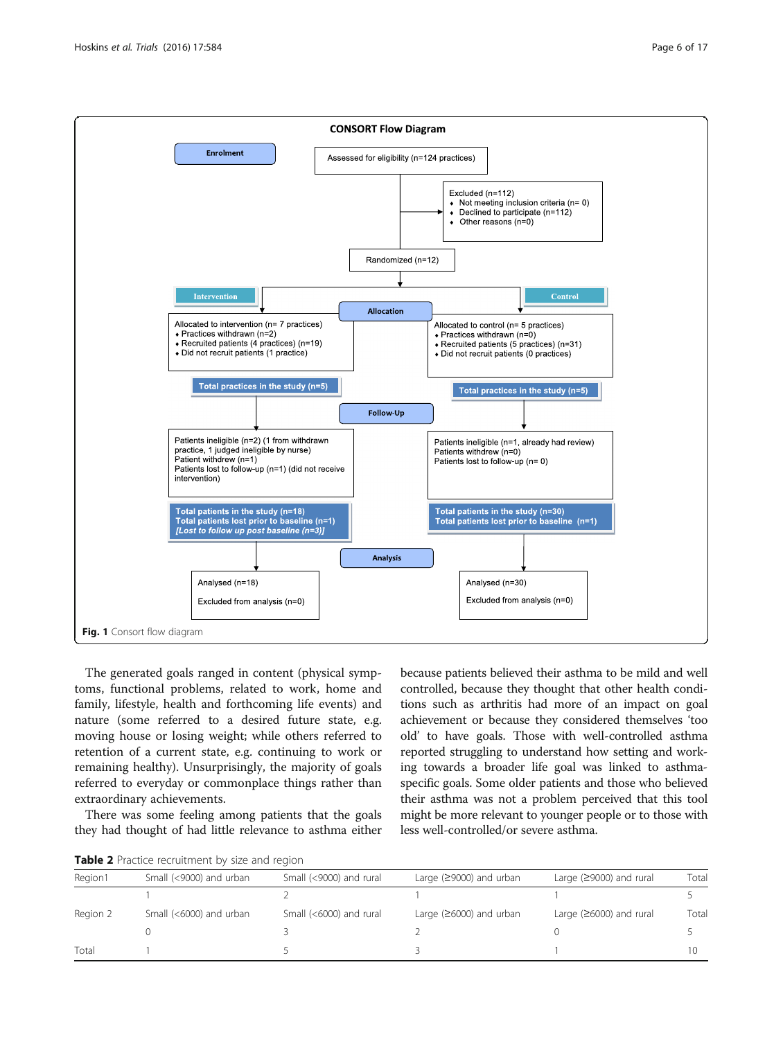**CONSORT Flow Diagram**

**Enrolment**

Assessed for eligibility (n=124 practices)

Excluded (n=112)
- Not meeting inclusion criteria (n= 0)
- Declined to participate (n=112)
- Other reasons (n=0)

Randomized (n=12)

**Allocation**

**Intervention**

Allocated to intervention (n= 7 practices)
- Practices withdrawn (n=2)
- Recruited patients (4 practices) (n=19)
- Did not recruit patients (1 practice)

**Total practices in the study (n=5)**

**Control**

Allocated to control (n= 5 practices)
- Practices withdrawn (n=0)
- Recruited patients (5 practices) (n=31)
- Did not recruit patients (0 practices)

**Total practices in the study (n=5)**

**Follow-Up**

Patients ineligible (n=2) (1 from withdrawn practice, 1 judged ineligible by nurse)
Patient withdrew (n=1)
Patients lost to follow-up (n=1) (did not receive intervention)

**Total patients in the study (n=18)**
**Total patients lost prior to baseline (n=1)**
***[Lost to follow up post baseline (n=3)]***

Patients ineligible (n=1, already had review)
Patients withdrew (n=0)
Patients lost to follow-up (n= 0)

**Total patients in the study (n=30)**
**Total patients lost prior to baseline (n=1)**

**Analysis**

Analysed (n=18)

Excluded from analysis (n=0)

Analysed (n=30)

Excluded from analysis (n=0)

**Fig. 1** Consort flow diagram

The generated goals ranged in content (physical symptoms, functional problems, related to work, home and family, lifestyle, health and forthcoming life events) and nature (some referred to a desired future state, e.g. moving house or losing weight; while others referred to retention of a current state, e.g. continuing to work or remaining healthy). Unsurprisingly, the majority of goals referred to everyday or commonplace things rather than extraordinary achievements.

There was some feeling among patients that the goals they had thought of had little relevance to asthma either because patients believed their asthma to be mild and well controlled, because they thought that other health conditions such as arthritis had more of an impact on goal achievement or because they considered themselves 'too old' to have goals. Those with well-controlled asthma reported struggling to understand how setting and working towards a broader life goal was linked to asthma-specific goals. Some older patients and those who believed their asthma was not a problem perceived that this tool might be more relevant to younger people or to those with less well-controlled/or severe asthma.

**Table 2** Practice recruitment by size and region

| Region1 | Small (<9000) and urban | Small (<9000) and rural | Large (≥9000) and urban | Large (≥9000) and rural | Total |
|---|---|---|---|---|---|
| | 1 | 2 | 1 | 1 | 5 |
| Region 2 | Small (<6000) and urban | Small (<6000) and rural | Large (≥6000) and urban | Large (≥6000) and rural | Total |
| | 0 | 3 | 2 | 0 | 5 |
| Total | 1 | 5 | 3 | 1 | 10 |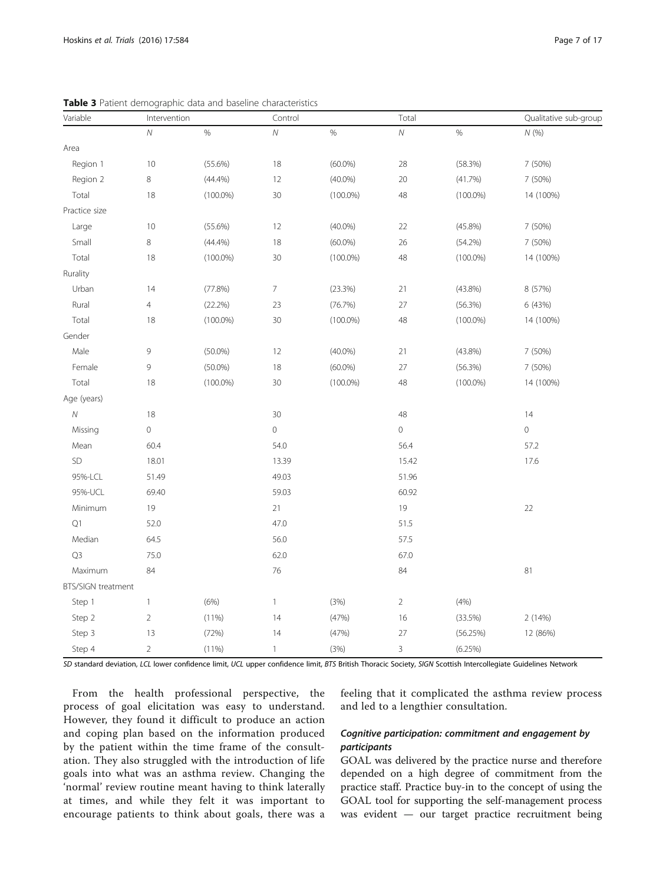**Table 3** Patient demographic data and baseline characteristics

| Variable | Intervention | | Control | | Total | | Qualitative sub-group |
|---|---|---|---|---|---|---|---|
| | *N* | % | *N* | % | *N* | % | *N* (%) |
| Area | | | | | | | |
| Region 1 | 10 | (55.6%) | 18 | (60.0%) | 28 | (58.3%) | 7 (50%) |
| Region 2 | 8 | (44.4%) | 12 | (40.0%) | 20 | (41.7%) | 7 (50%) |
| Total | 18 | (100.0%) | 30 | (100.0%) | 48 | (100.0%) | 14 (100%) |
| Practice size | | | | | | | |
| Large | 10 | (55.6%) | 12 | (40.0%) | 22 | (45.8%) | 7 (50%) |
| Small | 8 | (44.4%) | 18 | (60.0%) | 26 | (54.2%) | 7 (50%) |
| Total | 18 | (100.0%) | 30 | (100.0%) | 48 | (100.0%) | 14 (100%) |
| Rurality | | | | | | | |
| Urban | 14 | (77.8%) | 7 | (23.3%) | 21 | (43.8%) | 8 (57%) |
| Rural | 4 | (22.2%) | 23 | (76.7%) | 27 | (56.3%) | 6 (43%) |
| Total | 18 | (100.0%) | 30 | (100.0%) | 48 | (100.0%) | 14 (100%) |
| Gender | | | | | | | |
| Male | 9 | (50.0%) | 12 | (40.0%) | 21 | (43.8%) | 7 (50%) |
| Female | 9 | (50.0%) | 18 | (60.0%) | 27 | (56.3%) | 7 (50%) |
| Total | 18 | (100.0%) | 30 | (100.0%) | 48 | (100.0%) | 14 (100%) |
| Age (years) | | | | | | | |
| *N* | 18 | | 30 | | 48 | | 14 |
| Missing | 0 | | 0 | | 0 | | 0 |
| Mean | 60.4 | | 54.0 | | 56.4 | | 57.2 |
| SD | 18.01 | | 13.39 | | 15.42 | | 17.6 |
| 95%-LCL | 51.49 | | 49.03 | | 51.96 | | |
| 95%-UCL | 69.40 | | 59.03 | | 60.92 | | |
| Minimum | 19 | | 21 | | 19 | | 22 |
| Q1 | 52.0 | | 47.0 | | 51.5 | | |
| Median | 64.5 | | 56.0 | | 57.5 | | |
| Q3 | 75.0 | | 62.0 | | 67.0 | | |
| Maximum | 84 | | 76 | | 84 | | 81 |
| BTS/SIGN treatment | | | | | | | |
| Step 1 | 1 | (6%) | 1 | (3%) | 2 | (4%) | |
| Step 2 | 2 | (11%) | 14 | (47%) | 16 | (33.5%) | 2 (14%) |
| Step 3 | 13 | (72%) | 14 | (47%) | 27 | (56.25%) | 12 (86%) |
| Step 4 | 2 | (11%) | 1 | (3%) | 3 | (6.25%) | |

*SD* standard deviation, *LCL* lower confidence limit, *UCL* upper confidence limit, *BTS* British Thoracic Society, *SIGN* Scottish Intercollegiate Guidelines Network

From the health professional perspective, the process of goal elicitation was easy to understand. However, they found it difficult to produce an action and coping plan based on the information produced by the patient within the time frame of the consultation. They also struggled with the introduction of life goals into what was an asthma review. Changing the 'normal' review routine meant having to think laterally at times, and while they felt it was important to encourage patients to think about goals, there was a feeling that it complicated the asthma review process and led to a lengthier consultation.

#### *Cognitive participation: commitment and engagement by participants*

GOAL was delivered by the practice nurse and therefore depended on a high degree of commitment from the practice staff. Practice buy-in to the concept of using the GOAL tool for supporting the self-management process was evident — our target practice recruitment being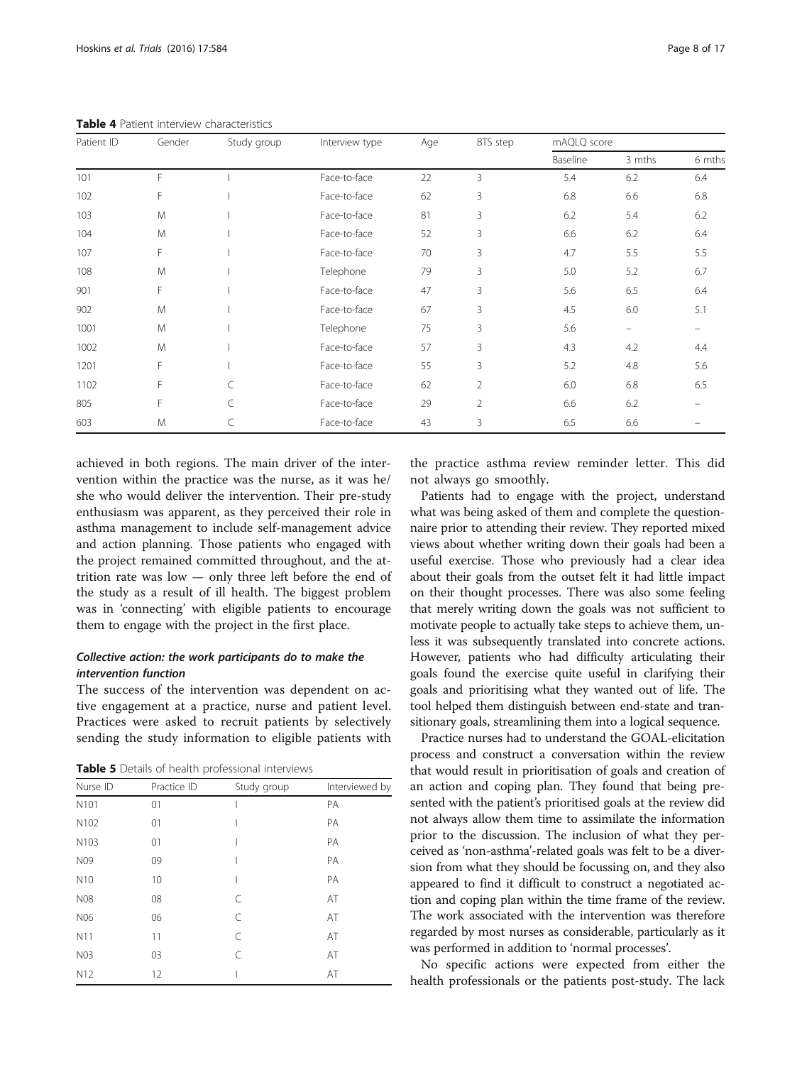**Table 4** Patient interview characteristics

| Patient ID | Gender | Study group | Interview type | Age | BTS step | mAQLQ score | | |
|---|---|---|---|---|---|---|---|---|
| | | | | | | Baseline | 3 mths | 6 mths |
| 101 | F | I | Face-to-face | 22 | 3 | 5.4 | 6.2 | 6.4 |
| 102 | F | I | Face-to-face | 62 | 3 | 6.8 | 6.6 | 6.8 |
| 103 | M | I | Face-to-face | 81 | 3 | 6.2 | 5.4 | 6.2 |
| 104 | M | I | Face-to-face | 52 | 3 | 6.6 | 6.2 | 6.4 |
| 107 | F | I | Face-to-face | 70 | 3 | 4.7 | 5.5 | 5.5 |
| 108 | M | I | Telephone | 79 | 3 | 5.0 | 5.2 | 6.7 |
| 901 | F | I | Face-to-face | 47 | 3 | 5.6 | 6.5 | 6.4 |
| 902 | M | I | Face-to-face | 67 | 3 | 4.5 | 6.0 | 5.1 |
| 1001 | M | I | Telephone | 75 | 3 | 5.6 | – | – |
| 1002 | M | I | Face-to-face | 57 | 3 | 4.3 | 4.2 | 4.4 |
| 1201 | F | I | Face-to-face | 55 | 3 | 5.2 | 4.8 | 5.6 |
| 1102 | F | C | Face-to-face | 62 | 2 | 6.0 | 6.8 | 6.5 |
| 805 | F | C | Face-to-face | 29 | 2 | 6.6 | 6.2 | – |
| 603 | M | C | Face-to-face | 43 | 3 | 6.5 | 6.6 | – |

achieved in both regions. The main driver of the intervention within the practice was the nurse, as it was he/she who would deliver the intervention. Their pre-study enthusiasm was apparent, as they perceived their role in asthma management to include self-management advice and action planning. Those patients who engaged with the project remained committed throughout, and the attrition rate was low — only three left before the end of the study as a result of ill health. The biggest problem was in 'connecting' with eligible patients to encourage them to engage with the project in the first place.

### *Collective action: the work participants do to make the intervention function*

The success of the intervention was dependent on active engagement at a practice, nurse and patient level. Practices were asked to recruit patients by selectively sending the study information to eligible patients with the practice asthma review reminder letter. This did not always go smoothly.

**Table 5** Details of health professional interviews

| Nurse ID | Practice ID | Study group | Interviewed by |
|---|---|---|---|
| N101 | 01 | I | PA |
| N102 | 01 | I | PA |
| N103 | 01 | I | PA |
| N09 | 09 | I | PA |
| N10 | 10 | I | PA |
| N08 | 08 | C | AT |
| N06 | 06 | C | AT |
| N11 | 11 | C | AT |
| N03 | 03 | C | AT |
| N12 | 12 | I | AT |

Patients had to engage with the project, understand what was being asked of them and complete the questionnaire prior to attending their review. They reported mixed views about whether writing down their goals had been a useful exercise. Those who previously had a clear idea about their goals from the outset felt it had little impact on their thought processes. There was also some feeling that merely writing down the goals was not sufficient to motivate people to actually take steps to achieve them, unless it was subsequently translated into concrete actions. However, patients who had difficulty articulating their goals found the exercise quite useful in clarifying their goals and prioritising what they wanted out of life. The tool helped them distinguish between end-state and transitionary goals, streamlining them into a logical sequence.

Practice nurses had to understand the GOAL-elicitation process and construct a conversation within the review that would result in prioritisation of goals and creation of an action and coping plan. They found that being presented with the patient's prioritised goals at the review did not always allow them time to assimilate the information prior to the discussion. The inclusion of what they perceived as 'non-asthma'-related goals was felt to be a diversion from what they should be focussing on, and they also appeared to find it difficult to construct a negotiated action and coping plan within the time frame of the review. The work associated with the intervention was therefore regarded by most nurses as considerable, particularly as it was performed in addition to 'normal processes'.

No specific actions were expected from either the health professionals or the patients post-study. The lack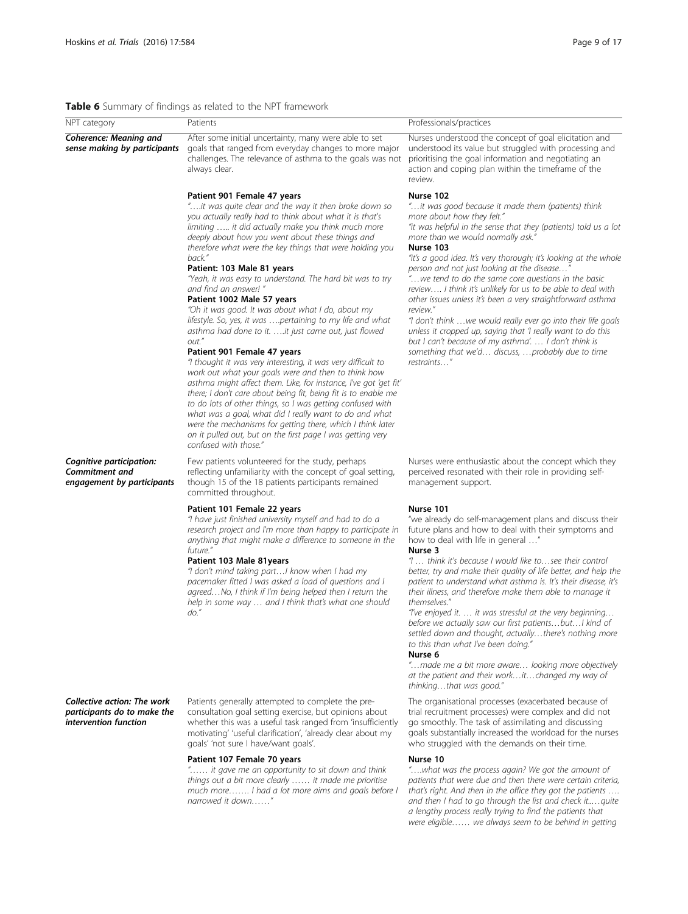**Table 6** Summary of findings as related to the NPT framework

| NPT category | Patients | Professionals/practices |
|---|---|---|
| ***Coherence: Meaning and sense making by participants*** | After some initial uncertainty, many were able to set goals that ranged from everyday changes to more major challenges. The relevance of asthma to the goals was not always clear. | Nurses understood the concept of goal elicitation and understood its value but struggled with processing and prioritising the goal information and negotiating an action and coping plan within the timeframe of the review. |
| | **Patient 901 Female 47 years**<br>*"….it was quite clear and the way it then broke down so you actually really had to think about what it is that's limiting ….. it did actually make you think much more deeply about how you went about these things and therefore what were the key things that were holding you back."*<br>**Patient: 103 Male 81 years**<br>*"Yeah, it was easy to understand. The hard bit was to try and find an answer! "*<br>**Patient 1002 Male 57 years**<br>*"Oh it was good. It was about what I do, about my lifestyle. So, yes, it was ….pertaining to my life and what asthma had done to it. ….it just came out, just flowed out."*<br>**Patient 901 Female 47 years**<br>*"I thought it was very interesting, it was very difficult to work out what your goals were and then to think how asthma might affect them. Like, for instance, I've got 'get fit' there; I don't care about being fit, being fit is to enable me to do lots of other things, so I was getting confused with what was a goal, what did I really want to do and what were the mechanisms for getting there, which I think later on it pulled out, but on the first page I was getting very confused with those."* | **Nurse 102**<br>*"…it was good because it made them (patients) think more about how they felt."*<br>*"it was helpful in the sense that they (patients) told us a lot more than we would normally ask."*<br>**Nurse 103**<br>*"it's a good idea. It's very thorough; it's looking at the whole person and not just looking at the disease…"*<br>*"…we tend to do the same core questions in the basic review…. I think it's unlikely for us to be able to deal with other issues unless it's been a very straightforward asthma review."*<br>*"I don't think …we would really ever go into their life goals unless it cropped up, saying that 'I really want to do this but I can't because of my asthma'. … I don't think is something that we'd… discuss, …probably due to time restraints…"* |
| ***Cognitive participation: Commitment and engagement by participants*** | Few patients volunteered for the study, perhaps reflecting unfamiliarity with the concept of goal setting, though 15 of the 18 patients participants remained committed throughout. | Nurses were enthusiastic about the concept which they perceived resonated with their role in providing self-management support. |
| | **Patient 101 Female 22 years**<br>*"I have just finished university myself and had to do a research project and I'm more than happy to participate in anything that might make a difference to someone in the future."*<br>**Patient 103 Male 81years**<br>*"I don't mind taking part…I know when I had my pacemaker fitted I was asked a load of questions and I agreed…No, I think if I'm being helped then I return the help in some way … and I think that's what one should do."* | **Nurse 101**<br>"we already do self-management plans and discuss their future plans and how to deal with their symptoms and how to deal with life in general …"<br>**Nurse 3**<br>*"I … think it's because I would like to…see their control better, try and make their quality of life better, and help the patient to understand what asthma is. It's their disease, it's their illness, and therefore make them able to manage it themselves."*<br>*"I've enjoyed it. … it was stressful at the very beginning… before we actually saw our first patients…but…I kind of settled down and thought, actually…there's nothing more to this than what I've been doing."*<br>**Nurse 6**<br>*"…made me a bit more aware… looking more objectively at the patient and their work…it…changed my way of thinking…that was good."* |
| ***Collective action: The work participants do to make the intervention function*** | Patients generally attempted to complete the pre-consultation goal setting exercise, but opinions about whether this was a useful task ranged from 'insufficiently motivating' 'useful clarification', 'already clear about my goals' 'not sure I have/want goals'. | The organisational processes (exacerbated because of trial recruitment processes) were complex and did not go smoothly. The task of assimilating and discussing goals substantially increased the workload for the nurses who struggled with the demands on their time. |
| | **Patient 107 Female 70 years**<br>*"…… it gave me an opportunity to sit down and think things out a bit more clearly …… it made me prioritise much more……. I had a lot more aims and goals before I narrowed it down……"* | **Nurse 10**<br>*"….what was the process again? We got the amount of patients that were due and then there were certain criteria, that's right. And then in the office they got the patients …. and then I had to go through the list and check it..…quite a lengthy process really trying to find the patients that were eligible…… we always seem to be behind in getting* |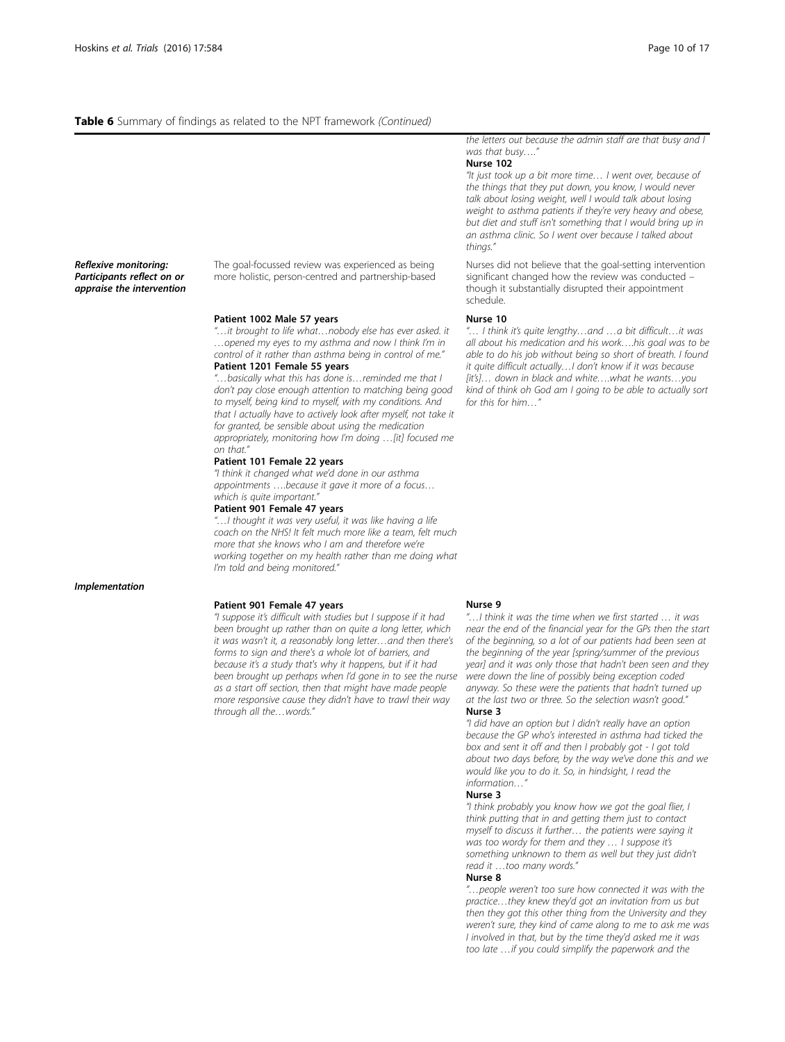**Table 6** Summary of findings as related to the NPT framework *(Continued)*

| | | |
|---|---|---|
| | | *the letters out because the admin staff are that busy and I was that busy…."*<br>**Nurse 102**<br>*"It just took up a bit more time… I went over, because of the things that they put down, you know, I would never talk about losing weight, well I would talk about losing weight to asthma patients if they're very heavy and obese, but diet and stuff isn't something that I would bring up in an asthma clinic. So I went over because I talked about things."* |
| ***Reflexive monitoring: Participants reflect on or appraise the intervention*** | The goal-focussed review was experienced as being more holistic, person-centred and partnership-based<br><br>**Patient 1002 Male 57 years**<br>*"…it brought to life what…nobody else has ever asked. it …opened my eyes to my asthma and now I think I'm in control of it rather than asthma being in control of me."*<br>**Patient 1201 Female 55 years**<br>*"…basically what this has done is…reminded me that I don't pay close enough attention to matching being good to myself, being kind to myself, with my conditions. And that I actually have to actively look after myself, not take it for granted, be sensible about using the medication appropriately, monitoring how I'm doing …[it] focused me on that."*<br>**Patient 101 Female 22 years**<br>*"I think it changed what we'd done in our asthma appointments ….because it gave it more of a focus… which is quite important."*<br>**Patient 901 Female 47 years**<br>*"…I thought it was very useful, it was like having a life coach on the NHS! It felt much more like a team, felt much more that she knows who I am and therefore we're working together on my health rather than me doing what I'm told and being monitored."* | Nurses did not believe that the goal-setting intervention significant changed how the review was conducted – though it substantially disrupted their appointment schedule.<br><br>**Nurse 10**<br>*"… I think it's quite lengthy…and …a bit difficult…it was all about his medication and his work….his goal was to be able to do his job without being so short of breath. I found it quite difficult actually…I don't know if it was because [it's]… down in black and white….what he wants…you kind of think oh God am I going to be able to actually sort for this for him…"* |
| ***Implementation*** | **Patient 901 Female 47 years**<br>*"I suppose it's difficult with studies but I suppose if it had been brought up rather than on quite a long letter, which it was wasn't it, a reasonably long letter…and then there's forms to sign and there's a whole lot of barriers, and because it's a study that's why it happens, but if it had been brought up perhaps when I'd gone in to see the nurse as a start off section, then that might have made people more responsive cause they didn't have to trawl their way through all the…words."* | **Nurse 9**<br>*"…I think it was the time when we first started … it was near the end of the financial year for the GPs then the start of the beginning, so a lot of our patients had been seen at the beginning of the year [spring/summer of the previous year] and it was only those that hadn't been seen and they were down the line of possibly being exception coded anyway. So these were the patients that hadn't turned up at the last two or three. So the selection wasn't good."*<br>**Nurse 3**<br>*"I did have an option but I didn't really have an option because the GP who's interested in asthma had ticked the box and sent it off and then I probably got - I got told about two days before, by the way we've done this and we would like you to do it. So, in hindsight, I read the information…"*<br>**Nurse 3**<br>*"I think probably you know how we got the goal flier, I think putting that in and getting them just to contact myself to discuss it further… the patients were saying it was too wordy for them and they … I suppose it's something unknown to them as well but they just didn't read it …too many words."*<br>**Nurse 8**<br>*"…people weren't too sure how connected it was with the practice…they knew they'd got an invitation from us but then they got this other thing from the University and they weren't sure, they kind of came along to me to ask me was I involved in that, but by the time they'd asked me it was too late …if you could simplify the paperwork and the* |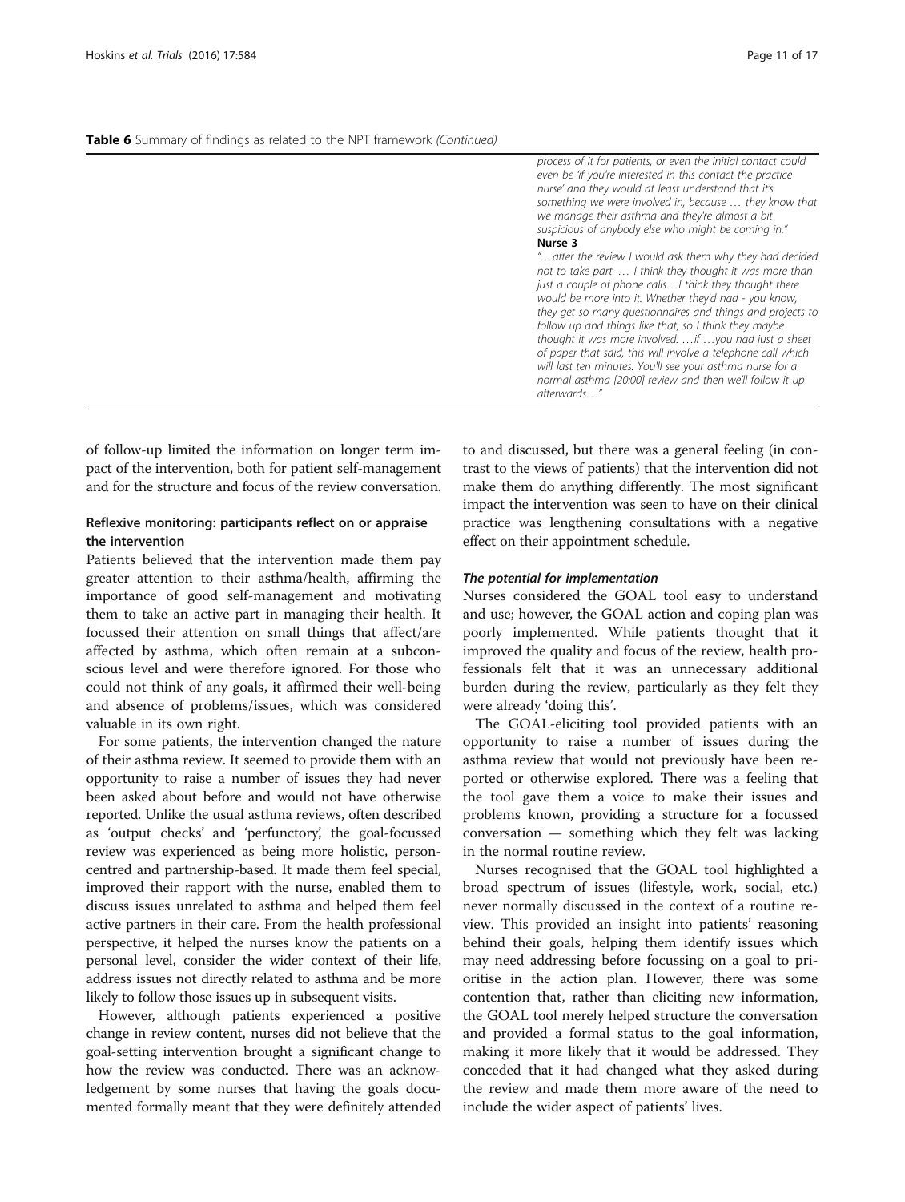**Table 6** Summary of findings as related to the NPT framework *(Continued)*

| | |
|---|---|
| | *process of it for patients, or even the initial contact could even be 'if you're interested in this contact the practice nurse' and they would at least understand that it's something we were involved in, because … they know that we manage their asthma and they're almost a bit suspicious of anybody else who might be coming in."* **Nurse 3** *"…after the review I would ask them why they had decided not to take part. … I think they thought it was more than just a couple of phone calls…I think they thought there would be more into it. Whether they'd had - you know, they get so many questionnaires and things and projects to follow up and things like that, so I think they maybe thought it was more involved. …if …you had just a sheet of paper that said, this will involve a telephone call which will last ten minutes. You'll see your asthma nurse for a normal asthma [20:00] review and then we'll follow it up afterwards…"* |

of follow-up limited the information on longer term impact of the intervention, both for patient self-management and for the structure and focus of the review conversation.

### Reflexive monitoring: participants reflect on or appraise the intervention

Patients believed that the intervention made them pay greater attention to their asthma/health, affirming the importance of good self-management and motivating them to take an active part in managing their health. It focussed their attention on small things that affect/are affected by asthma, which often remain at a subconscious level and were therefore ignored. For those who could not think of any goals, it affirmed their well-being and absence of problems/issues, which was considered valuable in its own right.

For some patients, the intervention changed the nature of their asthma review. It seemed to provide them with an opportunity to raise a number of issues they had never been asked about before and would not have otherwise reported. Unlike the usual asthma reviews, often described as 'output checks' and 'perfunctory', the goal-focussed review was experienced as being more holistic, person-centred and partnership-based. It made them feel special, improved their rapport with the nurse, enabled them to discuss issues unrelated to asthma and helped them feel active partners in their care. From the health professional perspective, it helped the nurses know the patients on a personal level, consider the wider context of their life, address issues not directly related to asthma and be more likely to follow those issues up in subsequent visits.

However, although patients experienced a positive change in review content, nurses did not believe that the goal-setting intervention brought a significant change to how the review was conducted. There was an acknowledgement by some nurses that having the goals documented formally meant that they were definitely attended to and discussed, but there was a general feeling (in contrast to the views of patients) that the intervention did not make them do anything differently. The most significant impact the intervention was seen to have on their clinical practice was lengthening consultations with a negative effect on their appointment schedule.

#### *The potential for implementation*

Nurses considered the GOAL tool easy to understand and use; however, the GOAL action and coping plan was poorly implemented. While patients thought that it improved the quality and focus of the review, health professionals felt that it was an unnecessary additional burden during the review, particularly as they felt they were already 'doing this'.

The GOAL-eliciting tool provided patients with an opportunity to raise a number of issues during the asthma review that would not previously have been reported or otherwise explored. There was a feeling that the tool gave them a voice to make their issues and problems known, providing a structure for a focussed conversation — something which they felt was lacking in the normal routine review.

Nurses recognised that the GOAL tool highlighted a broad spectrum of issues (lifestyle, work, social, etc.) never normally discussed in the context of a routine review. This provided an insight into patients' reasoning behind their goals, helping them identify issues which may need addressing before focussing on a goal to prioritise in the action plan. However, there was some contention that, rather than eliciting new information, the GOAL tool merely helped structure the conversation and provided a formal status to the goal information, making it more likely that it would be addressed. They conceded that it had changed what they asked during the review and made them more aware of the need to include the wider aspect of patients' lives.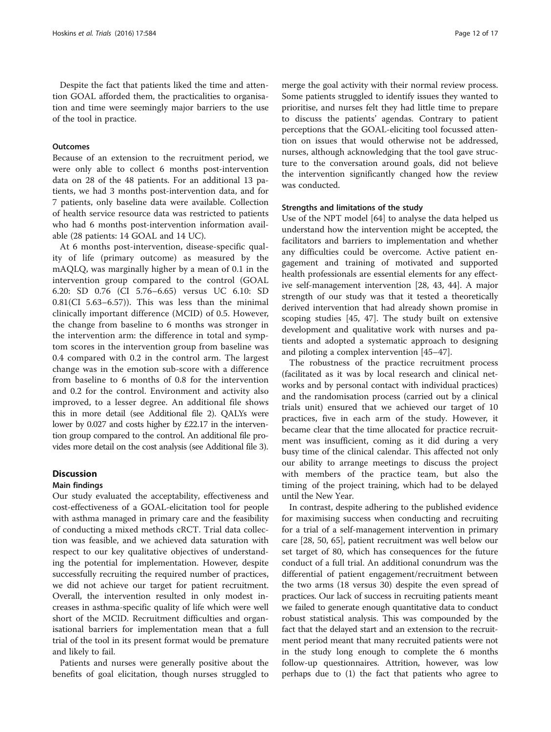Despite the fact that patients liked the time and attention GOAL afforded them, the practicalities to organisation and time were seemingly major barriers to the use of the tool in practice.

#### Outcomes

Because of an extension to the recruitment period, we were only able to collect 6 months post-intervention data on 28 of the 48 patients. For an additional 13 patients, we had 3 months post-intervention data, and for 7 patients, only baseline data were available. Collection of health service resource data was restricted to patients who had 6 months post-intervention information available (28 patients: 14 GOAL and 14 UC).

At 6 months post-intervention, disease-specific quality of life (primary outcome) as measured by the mAQLQ, was marginally higher by a mean of 0.1 in the intervention group compared to the control (GOAL 6.20: SD 0.76 (CI 5.76–6.65) versus UC 6.10: SD 0.81(CI 5.63–6.57)). This was less than the minimal clinically important difference (MCID) of 0.5. However, the change from baseline to 6 months was stronger in the intervention arm: the difference in total and symptom scores in the intervention group from baseline was 0.4 compared with 0.2 in the control arm. The largest change was in the emotion sub-score with a difference from baseline to 6 months of 0.8 for the intervention and 0.2 for the control. Environment and activity also improved, to a lesser degree. An additional file shows this in more detail (see Additional file 2). QALYs were lower by 0.027 and costs higher by £22.17 in the intervention group compared to the control. An additional file provides more detail on the cost analysis (see Additional file 3).

## Discussion

#### Main findings

Our study evaluated the acceptability, effectiveness and cost-effectiveness of a GOAL-elicitation tool for people with asthma managed in primary care and the feasibility of conducting a mixed methods cRCT. Trial data collection was feasible, and we achieved data saturation with respect to our key qualitative objectives of understanding the potential for implementation. However, despite successfully recruiting the required number of practices, we did not achieve our target for patient recruitment. Overall, the intervention resulted in only modest increases in asthma-specific quality of life which were well short of the MCID. Recruitment difficulties and organisational barriers for implementation mean that a full trial of the tool in its present format would be premature and likely to fail.

Patients and nurses were generally positive about the benefits of goal elicitation, though nurses struggled to merge the goal activity with their normal review process. Some patients struggled to identify issues they wanted to prioritise, and nurses felt they had little time to prepare to discuss the patients' agendas. Contrary to patient perceptions that the GOAL-eliciting tool focussed attention on issues that would otherwise not be addressed, nurses, although acknowledging that the tool gave structure to the conversation around goals, did not believe the intervention significantly changed how the review was conducted.

#### Strengths and limitations of the study

Use of the NPT model [64] to analyse the data helped us understand how the intervention might be accepted, the facilitators and barriers to implementation and whether any difficulties could be overcome. Active patient engagement and training of motivated and supported health professionals are essential elements for any effective self-management intervention [28, 43, 44]. A major strength of our study was that it tested a theoretically derived intervention that had already shown promise in scoping studies [45, 47]. The study built on extensive development and qualitative work with nurses and patients and adopted a systematic approach to designing and piloting a complex intervention [45–47].

The robustness of the practice recruitment process (facilitated as it was by local research and clinical networks and by personal contact with individual practices) and the randomisation process (carried out by a clinical trials unit) ensured that we achieved our target of 10 practices, five in each arm of the study. However, it became clear that the time allocated for practice recruitment was insufficient, coming as it did during a very busy time of the clinical calendar. This affected not only our ability to arrange meetings to discuss the project with members of the practice team, but also the timing of the project training, which had to be delayed until the New Year.

In contrast, despite adhering to the published evidence for maximising success when conducting and recruiting for a trial of a self-management intervention in primary care [28, 50, 65], patient recruitment was well below our set target of 80, which has consequences for the future conduct of a full trial. An additional conundrum was the differential of patient engagement/recruitment between the two arms (18 versus 30) despite the even spread of practices. Our lack of success in recruiting patients meant we failed to generate enough quantitative data to conduct robust statistical analysis. This was compounded by the fact that the delayed start and an extension to the recruitment period meant that many recruited patients were not in the study long enough to complete the 6 months follow-up questionnaires. Attrition, however, was low perhaps due to (1) the fact that patients who agree to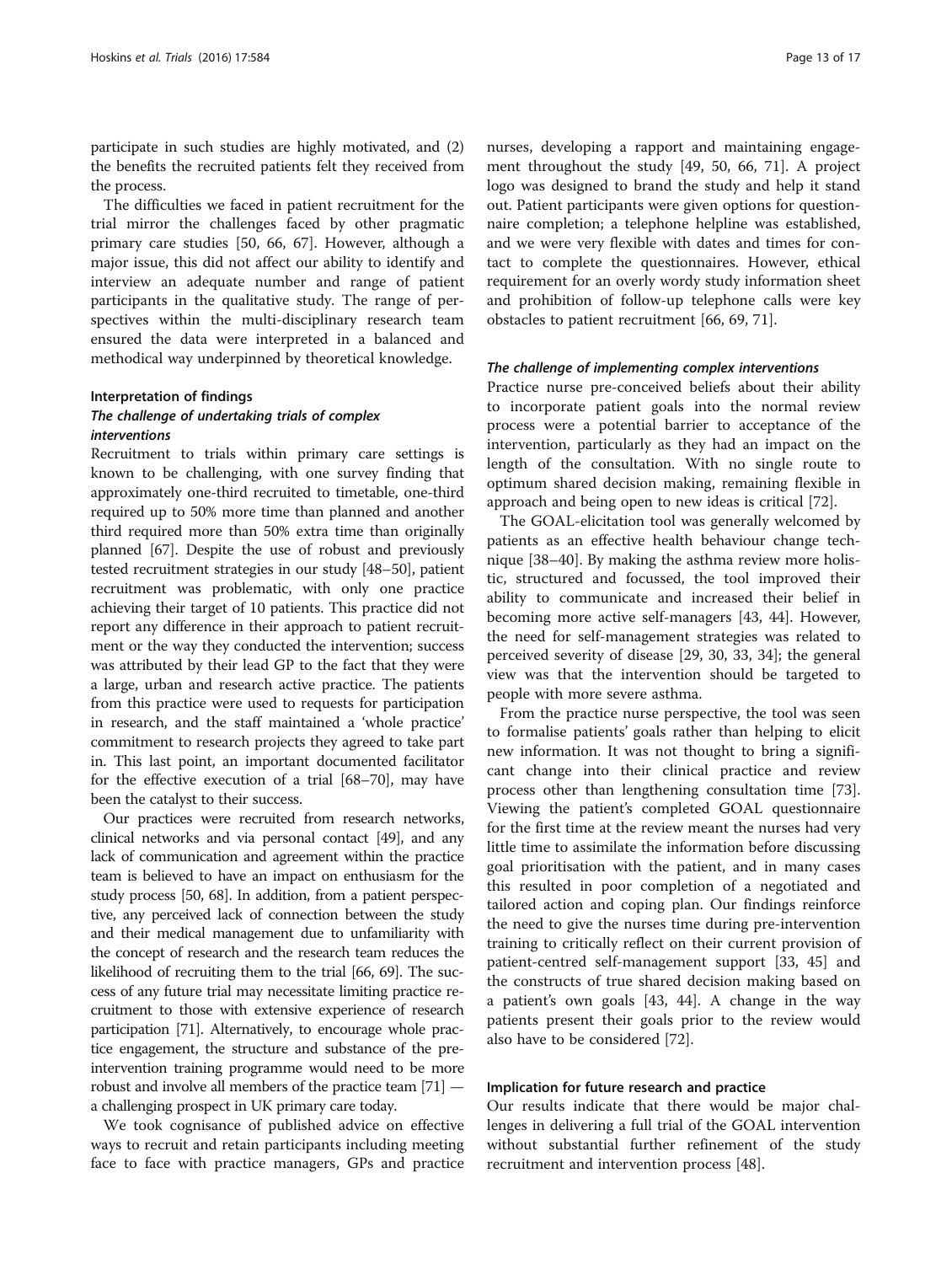participate in such studies are highly motivated, and (2) the benefits the recruited patients felt they received from the process.

The difficulties we faced in patient recruitment for the trial mirror the challenges faced by other pragmatic primary care studies [50, 66, 67]. However, although a major issue, this did not affect our ability to identify and interview an adequate number and range of patient participants in the qualitative study. The range of perspectives within the multi-disciplinary research team ensured the data were interpreted in a balanced and methodical way underpinned by theoretical knowledge.

## Interpretation of findings

### *The challenge of undertaking trials of complex interventions*

Recruitment to trials within primary care settings is known to be challenging, with one survey finding that approximately one-third recruited to timetable, one-third required up to 50% more time than planned and another third required more than 50% extra time than originally planned [67]. Despite the use of robust and previously tested recruitment strategies in our study [48–50], patient recruitment was problematic, with only one practice achieving their target of 10 patients. This practice did not report any difference in their approach to patient recruitment or the way they conducted the intervention; success was attributed by their lead GP to the fact that they were a large, urban and research active practice. The patients from this practice were used to requests for participation in research, and the staff maintained a 'whole practice' commitment to research projects they agreed to take part in. This last point, an important documented facilitator for the effective execution of a trial [68–70], may have been the catalyst to their success.

Our practices were recruited from research networks, clinical networks and via personal contact [49], and any lack of communication and agreement within the practice team is believed to have an impact on enthusiasm for the study process [50, 68]. In addition, from a patient perspective, any perceived lack of connection between the study and their medical management due to unfamiliarity with the concept of research and the research team reduces the likelihood of recruiting them to the trial [66, 69]. The success of any future trial may necessitate limiting practice recruitment to those with extensive experience of research participation [71]. Alternatively, to encourage whole practice engagement, the structure and substance of the pre-intervention training programme would need to be more robust and involve all members of the practice team [71] — a challenging prospect in UK primary care today.

We took cognisance of published advice on effective ways to recruit and retain participants including meeting face to face with practice managers, GPs and practice nurses, developing a rapport and maintaining engagement throughout the study [49, 50, 66, 71]. A project logo was designed to brand the study and help it stand out. Patient participants were given options for questionnaire completion; a telephone helpline was established, and we were very flexible with dates and times for contact to complete the questionnaires. However, ethical requirement for an overly wordy study information sheet and prohibition of follow-up telephone calls were key obstacles to patient recruitment [66, 69, 71].

### *The challenge of implementing complex interventions*

Practice nurse pre-conceived beliefs about their ability to incorporate patient goals into the normal review process were a potential barrier to acceptance of the intervention, particularly as they had an impact on the length of the consultation. With no single route to optimum shared decision making, remaining flexible in approach and being open to new ideas is critical [72].

The GOAL-elicitation tool was generally welcomed by patients as an effective health behaviour change technique [38–40]. By making the asthma review more holistic, structured and focussed, the tool improved their ability to communicate and increased their belief in becoming more active self-managers [43, 44]. However, the need for self-management strategies was related to perceived severity of disease [29, 30, 33, 34]; the general view was that the intervention should be targeted to people with more severe asthma.

From the practice nurse perspective, the tool was seen to formalise patients' goals rather than helping to elicit new information. It was not thought to bring a significant change into their clinical practice and review process other than lengthening consultation time [73]. Viewing the patient's completed GOAL questionnaire for the first time at the review meant the nurses had very little time to assimilate the information before discussing goal prioritisation with the patient, and in many cases this resulted in poor completion of a negotiated and tailored action and coping plan. Our findings reinforce the need to give the nurses time during pre-intervention training to critically reflect on their current provision of patient-centred self-management support [33, 45] and the constructs of true shared decision making based on a patient's own goals [43, 44]. A change in the way patients present their goals prior to the review would also have to be considered [72].

## Implication for future research and practice

Our results indicate that there would be major challenges in delivering a full trial of the GOAL intervention without substantial further refinement of the study recruitment and intervention process [48].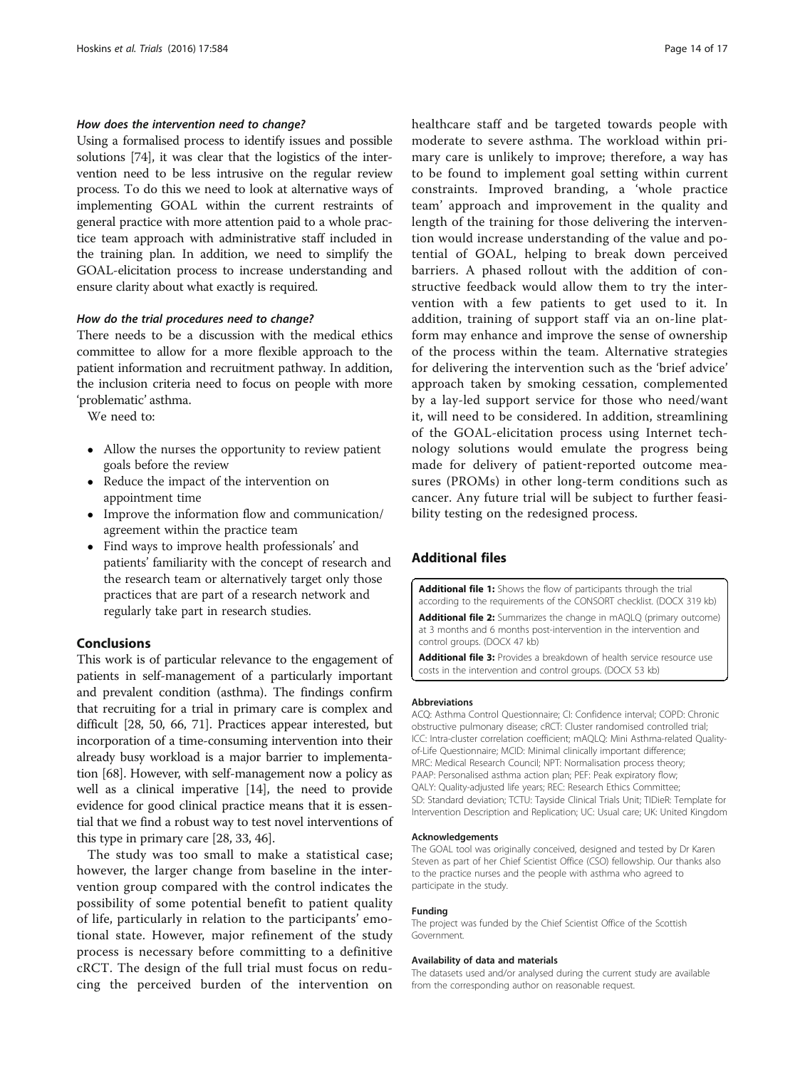#### *How does the intervention need to change?*

Using a formalised process to identify issues and possible solutions [74], it was clear that the logistics of the intervention need to be less intrusive on the regular review process. To do this we need to look at alternative ways of implementing GOAL within the current restraints of general practice with more attention paid to a whole practice team approach with administrative staff included in the training plan. In addition, we need to simplify the GOAL-elicitation process to increase understanding and ensure clarity about what exactly is required.

#### *How do the trial procedures need to change?*

There needs to be a discussion with the medical ethics committee to allow for a more flexible approach to the patient information and recruitment pathway. In addition, the inclusion criteria need to focus on people with more 'problematic' asthma.

We need to:

- Allow the nurses the opportunity to review patient goals before the review
- Reduce the impact of the intervention on appointment time
- Improve the information flow and communication/agreement within the practice team
- Find ways to improve health professionals' and patients' familiarity with the concept of research and the research team or alternatively target only those practices that are part of a research network and regularly take part in research studies.

## Conclusions

This work is of particular relevance to the engagement of patients in self-management of a particularly important and prevalent condition (asthma). The findings confirm that recruiting for a trial in primary care is complex and difficult [28, 50, 66, 71]. Practices appear interested, but incorporation of a time-consuming intervention into their already busy workload is a major barrier to implementation [68]. However, with self-management now a policy as well as a clinical imperative [14], the need to provide evidence for good clinical practice means that it is essential that we find a robust way to test novel interventions of this type in primary care [28, 33, 46].

The study was too small to make a statistical case; however, the larger change from baseline in the intervention group compared with the control indicates the possibility of some potential benefit to patient quality of life, particularly in relation to the participants' emotional state. However, major refinement of the study process is necessary before committing to a definitive cRCT. The design of the full trial must focus on reducing the perceived burden of the intervention on healthcare staff and be targeted towards people with moderate to severe asthma. The workload within primary care is unlikely to improve; therefore, a way has to be found to implement goal setting within current constraints. Improved branding, a 'whole practice team' approach and improvement in the quality and length of the training for those delivering the intervention would increase understanding of the value and potential of GOAL, helping to break down perceived barriers. A phased rollout with the addition of constructive feedback would allow them to try the intervention with a few patients to get used to it. In addition, training of support staff via an on-line platform may enhance and improve the sense of ownership of the process within the team. Alternative strategies for delivering the intervention such as the 'brief advice' approach taken by smoking cessation, complemented by a lay-led support service for those who need/want it, will need to be considered. In addition, streamlining of the GOAL-elicitation process using Internet technology solutions would emulate the progress being made for delivery of patient-reported outcome measures (PROMs) in other long-term conditions such as cancer. Any future trial will be subject to further feasibility testing on the redesigned process.

## Additional files

**Additional file 1:** Shows the flow of participants through the trial according to the requirements of the CONSORT checklist. (DOCX 319 kb)

**Additional file 2:** Summarizes the change in mAQLQ (primary outcome) at 3 months and 6 months post-intervention in the intervention and control groups. (DOCX 47 kb)

**Additional file 3:** Provides a breakdown of health service resource use costs in the intervention and control groups. (DOCX 53 kb)

#### Abbreviations

ACQ: Asthma Control Questionnaire; CI: Confidence interval; COPD: Chronic obstructive pulmonary disease; cRCT: Cluster randomised controlled trial; ICC: Intra-cluster correlation coefficient; mAQLQ: Mini Asthma-related Quality-of-Life Questionnaire; MCID: Minimal clinically important difference; MRC: Medical Research Council; NPT: Normalisation process theory; PAAP: Personalised asthma action plan; PEF: Peak expiratory flow; QALY: Quality-adjusted life years; REC: Research Ethics Committee; SD: Standard deviation; TCTU: Tayside Clinical Trials Unit; TIDieR: Template for Intervention Description and Replication; UC: Usual care; UK: United Kingdom

#### Acknowledgements

The GOAL tool was originally conceived, designed and tested by Dr Karen Steven as part of her Chief Scientist Office (CSO) fellowship. Our thanks also to the practice nurses and the people with asthma who agreed to participate in the study.

#### Funding

The project was funded by the Chief Scientist Office of the Scottish Government.

#### Availability of data and materials

The datasets used and/or analysed during the current study are available from the corresponding author on reasonable request.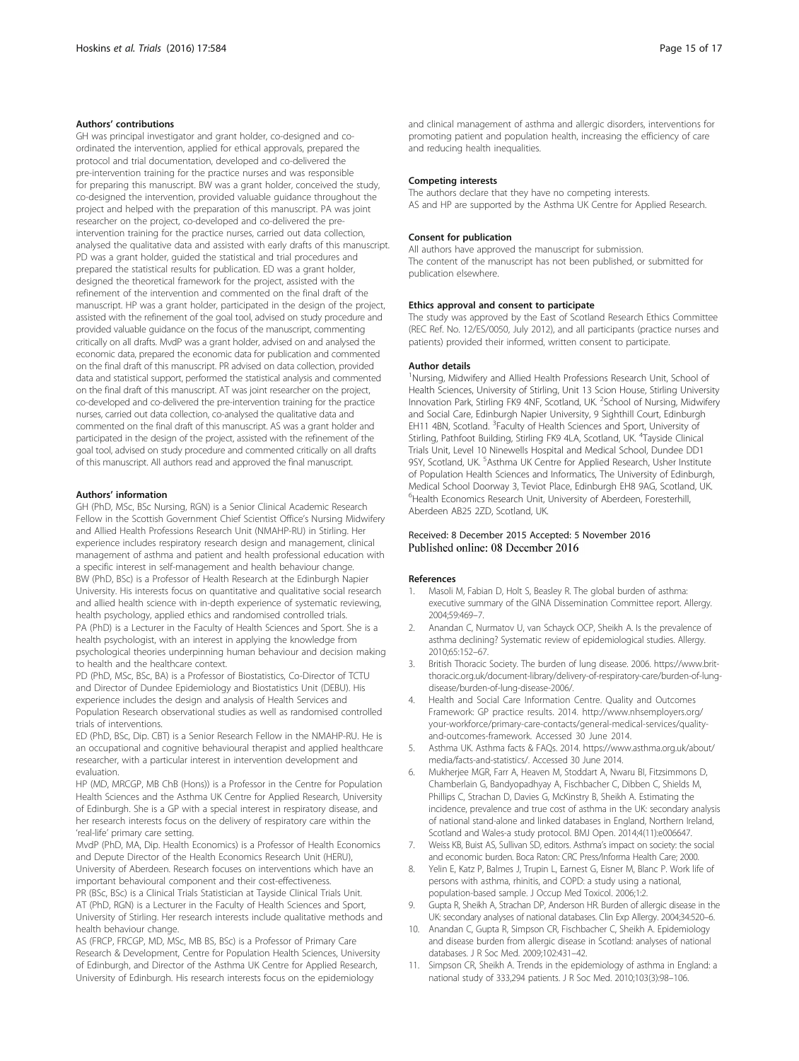#### Authors' contributions

GH was principal investigator and grant holder, co-designed and co-ordinated the intervention, applied for ethical approvals, prepared the protocol and trial documentation, developed and co-delivered the pre-intervention training for the practice nurses and was responsible for preparing this manuscript. BW was a grant holder, conceived the study, co-designed the intervention, provided valuable guidance throughout the project and helped with the preparation of this manuscript. PA was joint researcher on the project, co-developed and co-delivered the pre-intervention training for the practice nurses, carried out data collection, analysed the qualitative data and assisted with early drafts of this manuscript. PD was a grant holder, guided the statistical and trial procedures and prepared the statistical results for publication. ED was a grant holder, designed the theoretical framework for the project, assisted with the refinement of the intervention and commented on the final draft of the manuscript. HP was a grant holder, participated in the design of the project, assisted with the refinement of the goal tool, advised on study procedure and provided valuable guidance on the focus of the manuscript, commenting critically on all drafts. MvdP was a grant holder, advised on and analysed the economic data, prepared the economic data for publication and commented on the final draft of this manuscript. PR advised on data collection, provided data and statistical support, performed the statistical analysis and commented on the final draft of this manuscript. AT was joint researcher on the project, co-developed and co-delivered the pre-intervention training for the practice nurses, carried out data collection, co-analysed the qualitative data and commented on the final draft of this manuscript. AS was a grant holder and participated in the design of the project, assisted with the refinement of the goal tool, advised on study procedure and commented critically on all drafts of this manuscript. All authors read and approved the final manuscript.

#### Authors' information

GH (PhD, MSc, BSc Nursing, RGN) is a Senior Clinical Academic Research Fellow in the Scottish Government Chief Scientist Office's Nursing Midwifery and Allied Health Professions Research Unit (NMAHP-RU) in Stirling. Her experience includes respiratory research design and management, clinical management of asthma and patient and health professional education with a specific interest in self-management and health behaviour change.
BW (PhD, BSc) is a Professor of Health Research at the Edinburgh Napier University. His interests focus on quantitative and qualitative social research and allied health science with in-depth experience of systematic reviewing, health psychology, applied ethics and randomised controlled trials.
PA (PhD) is a Lecturer in the Faculty of Health Sciences and Sport. She is a health psychologist, with an interest in applying the knowledge from psychological theories underpinning human behaviour and decision making to health and the healthcare context.
PD (PhD, MSc, BSc, BA) is a Professor of Biostatistics, Co-Director of TCTU and Director of Dundee Epidemiology and Biostatistics Unit (DEBU). His experience includes the design and analysis of Health Services and Population Research observational studies as well as randomised controlled trials of interventions.
ED (PhD, BSc, Dip. CBT) is a Senior Research Fellow in the NMAHP-RU. He is an occupational and cognitive behavioural therapist and applied healthcare researcher, with a particular interest in intervention development and evaluation.
HP (MD, MRCGP, MB ChB (Hons)) is a Professor in the Centre for Population Health Sciences and the Asthma UK Centre for Applied Research, University of Edinburgh. She is a GP with a special interest in respiratory disease, and her research interests focus on the delivery of respiratory care within the 'real-life' primary care setting.
MvdP (PhD, MA, Dip. Health Economics) is a Professor of Health Economics and Depute Director of the Health Economics Research Unit (HERU), University of Aberdeen. Research focuses on interventions which have an important behavioural component and their cost-effectiveness.
PR (BSc, BSc) is a Clinical Trials Statistician at Tayside Clinical Trials Unit.
AT (PhD, RGN) is a Lecturer in the Faculty of Health Sciences and Sport, University of Stirling. Her research interests include qualitative methods and health behaviour change.
AS (FRCP, FRCGP, MD, MSc, MB BS, BSc) is a Professor of Primary Care Research & Development, Centre for Population Health Sciences, University of Edinburgh, and Director of the Asthma UK Centre for Applied Research, University of Edinburgh. His research interests focus on the epidemiology and clinical management of asthma and allergic disorders, interventions for promoting patient and population health, increasing the efficiency of care and reducing health inequalities.

#### Competing interests

The authors declare that they have no competing interests.
AS and HP are supported by the Asthma UK Centre for Applied Research.

#### Consent for publication

All authors have approved the manuscript for submission.
The content of the manuscript has not been published, or submitted for publication elsewhere.

#### Ethics approval and consent to participate

The study was approved by the East of Scotland Research Ethics Committee (REC Ref. No. 12/ES/0050, July 2012), and all participants (practice nurses and patients) provided their informed, written consent to participate.

#### Author details

[1]Nursing, Midwifery and Allied Health Professions Research Unit, School of Health Sciences, University of Stirling, Unit 13 Scion House, Stirling University Innovation Park, Stirling FK9 4NF, Scotland, UK. [2]School of Nursing, Midwifery and Social Care, Edinburgh Napier University, 9 Sighthill Court, Edinburgh EH11 4BN, Scotland. [3]Faculty of Health Sciences and Sport, University of Stirling, Pathfoot Building, Stirling FK9 4LA, Scotland, UK. [4]Tayside Clinical Trials Unit, Level 10 Ninewells Hospital and Medical School, Dundee DD1 9SY, Scotland, UK. [5]Asthma UK Centre for Applied Research, Usher Institute of Population Health Sciences and Informatics, The University of Edinburgh, Medical School Doorway 3, Teviot Place, Edinburgh EH8 9AG, Scotland, UK. [6]Health Economics Research Unit, University of Aberdeen, Foresterhill, Aberdeen AB25 2ZD, Scotland, UK.

Received: 8 December 2015 Accepted: 5 November 2016
Published online: 08 December 2016

#### References

1. Masoli M, Fabian D, Holt S, Beasley R. The global burden of asthma: executive summary of the GINA Dissemination Committee report. Allergy. 2004;59:469–7.
2. Anandan C, Nurmatov U, van Schayck OCP, Sheikh A. Is the prevalence of asthma declining? Systematic review of epidemiological studies. Allergy. 2010;65:152–67.
3. British Thoracic Society. The burden of lung disease. 2006. https://www.brit-thoracic.org.uk/document-library/delivery-of-respiratory-care/burden-of-lung-disease/burden-of-lung-disease-2006/.
4. Health and Social Care Information Centre. Quality and Outcomes Framework: GP practice results. 2014. http://www.nhsemployers.org/your-workforce/primary-care-contacts/general-medical-services/quality-and-outcomes-framework. Accessed 30 June 2014.
5. Asthma UK. Asthma facts & FAQs. 2014. https://www.asthma.org.uk/about/media/facts-and-statistics/. Accessed 30 June 2014.
6. Mukherjee MGR, Farr A, Heaven M, Stoddart A, Nwaru BI, Fitzsimmons D, Chamberlain G, Bandyopadhyay A, Fischbacher C, Dibben C, Shields M, Phillips C, Strachan D, Davies G, McKinstry B, Sheikh A. Estimating the incidence, prevalence and true cost of asthma in the UK: secondary analysis of national stand-alone and linked databases in England, Northern Ireland, Scotland and Wales-a study protocol. BMJ Open. 2014;4(11):e006647.
7. Weiss KB, Buist AS, Sullivan SD, editors. Asthma's impact on society: the social and economic burden. Boca Raton: CRC Press/Informa Health Care; 2000.
8. Yelin E, Katz P, Balmes J, Trupin L, Earnest G, Eisner M, Blanc P. Work life of persons with asthma, rhinitis, and COPD: a study using a national, population-based sample. J Occup Med Toxicol. 2006;1:2.
9. Gupta R, Sheikh A, Strachan DP, Anderson HR. Burden of allergic disease in the UK: secondary analyses of national databases. Clin Exp Allergy. 2004;34:520–6.
10. Anandan C, Gupta R, Simpson CR, Fischbacher C, Sheikh A. Epidemiology and disease burden from allergic disease in Scotland: analyses of national databases. J R Soc Med. 2009;102:431–42.
11. Simpson CR, Sheikh A. Trends in the epidemiology of asthma in England: a national study of 333,294 patients. J R Soc Med. 2010;103(3):98–106.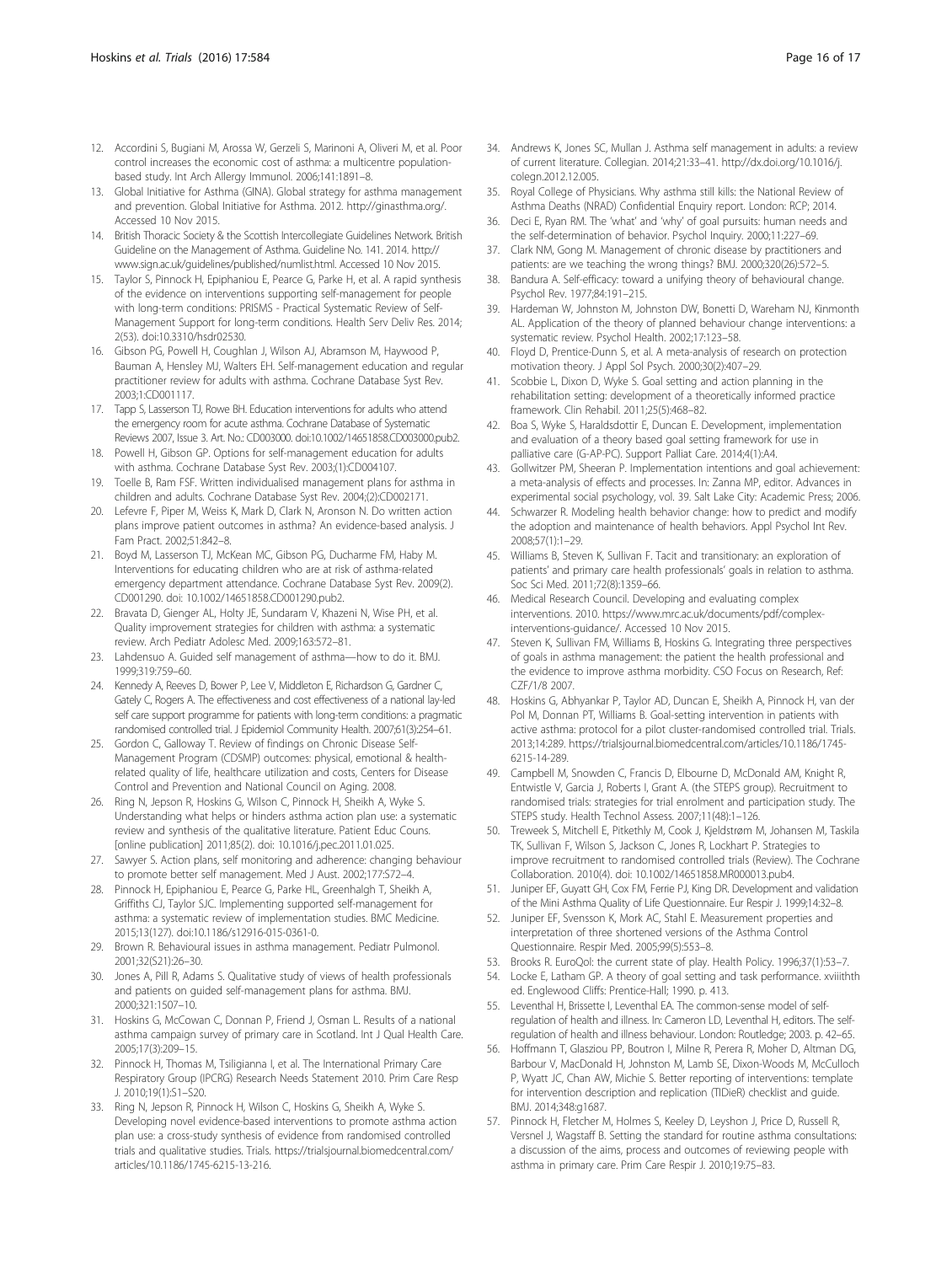12. Accordini S, Bugiani M, Arossa W, Gerzeli S, Marinoni A, Oliveri M, et al. Poor control increases the economic cost of asthma: a multicentre population-based study. Int Arch Allergy Immunol. 2006;141:1891–8.
13. Global Initiative for Asthma (GINA). Global strategy for asthma management and prevention. Global Initiative for Asthma. 2012. http://ginasthma.org/. Accessed 10 Nov 2015.
14. British Thoracic Society & the Scottish Intercollegiate Guidelines Network. British Guideline on the Management of Asthma. Guideline No. 141. 2014. http://www.sign.ac.uk/guidelines/published/numlist.html. Accessed 10 Nov 2015.
15. Taylor S, Pinnock H, Epiphaniou E, Pearce G, Parke H, et al. A rapid synthesis of the evidence on interventions supporting self-management for people with long-term conditions: PRISMS - Practical Systematic Review of Self-Management Support for long-term conditions. Health Serv Deliv Res. 2014; 2(53). doi:10.3310/hsdr02530.
16. Gibson PG, Powell H, Coughlan J, Wilson AJ, Abramson M, Haywood P, Bauman A, Hensley MJ, Walters EH. Self-management education and regular practitioner review for adults with asthma. Cochrane Database Syst Rev. 2003;1:CD001117.
17. Tapp S, Lasserson TJ, Rowe BH. Education interventions for adults who attend the emergency room for acute asthma. Cochrane Database of Systematic Reviews 2007, Issue 3. Art. No.: CD003000. doi:10.1002/14651858.CD003000.pub2.
18. Powell H, Gibson GP. Options for self-management education for adults with asthma. Cochrane Database Syst Rev. 2003;(1):CD004107.
19. Toelle B, Ram FSF. Written individualised management plans for asthma in children and adults. Cochrane Database Syst Rev. 2004;(2):CD002171.
20. Lefevre F, Piper M, Weiss K, Mark D, Clark N, Aronson N. Do written action plans improve patient outcomes in asthma? An evidence-based analysis. J Fam Pract. 2002;51:842–8.
21. Boyd M, Lasserson TJ, McKean MC, Gibson PG, Ducharme FM, Haby M. Interventions for educating children who are at risk of asthma-related emergency department attendance. Cochrane Database Syst Rev. 2009(2). CD001290. doi: 10.1002/14651858.CD001290.pub2.
22. Bravata D, Gienger AL, Holty JE, Sundaram V, Khazeni N, Wise PH, et al. Quality improvement strategies for children with asthma: a systematic review. Arch Pediatr Adolesc Med. 2009;163:572–81.
23. Lahdensuo A. Guided self management of asthma—how to do it. BMJ. 1999;319:759–60.
24. Kennedy A, Reeves D, Bower P, Lee V, Middleton E, Richardson G, Gardner C, Gately C, Rogers A. The effectiveness and cost effectiveness of a national lay-led self care support programme for patients with long-term conditions: a pragmatic randomised controlled trial. J Epidemiol Community Health. 2007;61(3):254–61.
25. Gordon C, Galloway T. Review of findings on Chronic Disease Self-Management Program (CDSMP) outcomes: physical, emotional & health-related quality of life, healthcare utilization and costs, Centers for Disease Control and Prevention and National Council on Aging. 2008.
26. Ring N, Jepson R, Hoskins G, Wilson C, Pinnock H, Sheikh A, Wyke S. Understanding what helps or hinders asthma action plan use: a systematic review and synthesis of the qualitative literature. Patient Educ Couns. [online publication] 2011;85(2). doi: 10.1016/j.pec.2011.01.025.
27. Sawyer S. Action plans, self monitoring and adherence: changing behaviour to promote better self management. Med J Aust. 2002;177:S72–4.
28. Pinnock H, Epiphaniou E, Pearce G, Parke HL, Greenhalgh T, Sheikh A, Griffiths CJ, Taylor SJC. Implementing supported self-management for asthma: a systematic review of implementation studies. BMC Medicine. 2015;13(127). doi:10.1186/s12916-015-0361-0.
29. Brown R. Behavioural issues in asthma management. Pediatr Pulmonol. 2001;32(S21):26–30.
30. Jones A, Pill R, Adams S. Qualitative study of views of health professionals and patients on guided self-management plans for asthma. BMJ. 2000;321:1507–10.
31. Hoskins G, McCowan C, Donnan P, Friend J, Osman L. Results of a national asthma campaign survey of primary care in Scotland. Int J Qual Health Care. 2005;17(3):209–15.
32. Pinnock H, Thomas M, Tsiligianna I, et al. The International Primary Care Respiratory Group (IPCRG) Research Needs Statement 2010. Prim Care Resp J. 2010;19(1):S1–S20.
33. Ring N, Jepson R, Pinnock H, Wilson C, Hoskins G, Sheikh A, Wyke S. Developing novel evidence-based interventions to promote asthma action plan use: a cross-study synthesis of evidence from randomised controlled trials and qualitative studies. Trials. https://trialsjournal.biomedcentral.com/articles/10.1186/1745-6215-13-216.
34. Andrews K, Jones SC, Mullan J. Asthma self management in adults: a review of current literature. Collegian. 2014;21:33–41. http://dx.doi.org/10.1016/j.colegn.2012.12.005.
35. Royal College of Physicians. Why asthma still kills: the National Review of Asthma Deaths (NRAD) Confidential Enquiry report. London: RCP; 2014.
36. Deci E, Ryan RM. The 'what' and 'why' of goal pursuits: human needs and the self-determination of behavior. Psychol Inquiry. 2000;11:227–69.
37. Clark NM, Gong M. Management of chronic disease by practitioners and patients: are we teaching the wrong things? BMJ. 2000;320(26):572–5.
38. Bandura A. Self-efficacy: toward a unifying theory of behavioural change. Psychol Rev. 1977;84:191–215.
39. Hardeman W, Johnston M, Johnston DW, Bonetti D, Wareham NJ, Kinmonth AL. Application of the theory of planned behaviour change interventions: a systematic review. Psychol Health. 2002;17:123–58.
40. Floyd D, Prentice-Dunn S, et al. A meta-analysis of research on protection motivation theory. J Appl Sol Psych. 2000;30(2):407–29.
41. Scobbie L, Dixon D, Wyke S. Goal setting and action planning in the rehabilitation setting: development of a theoretically informed practice framework. Clin Rehabil. 2011;25(5):468–82.
42. Boa S, Wyke S, Haraldsdottir E, Duncan E. Development, implementation and evaluation of a theory based goal setting framework for use in palliative care (G-AP-PC). Support Palliat Care. 2014;4(1):A4.
43. Gollwitzer PM, Sheeran P. Implementation intentions and goal achievement: a meta-analysis of effects and processes. In: Zanna MP, editor. Advances in experimental social psychology, vol. 39. Salt Lake City: Academic Press; 2006.
44. Schwarzer R. Modeling health behavior change: how to predict and modify the adoption and maintenance of health behaviors. Appl Psychol Int Rev. 2008;57(1):1–29.
45. Williams B, Steven K, Sullivan F. Tacit and transitionary: an exploration of patients' and primary care health professionals' goals in relation to asthma. Soc Sci Med. 2011;72(8):1359–66.
46. Medical Research Council. Developing and evaluating complex interventions. 2010. https://www.mrc.ac.uk/documents/pdf/complex-interventions-guidance/. Accessed 10 Nov 2015.
47. Steven K, Sullivan FM, Williams B, Hoskins G. Integrating three perspectives of goals in asthma management: the patient the health professional and the evidence to improve asthma morbidity. CSO Focus on Research, Ref: CZF/1/8 2007.
48. Hoskins G, Abhyankar P, Taylor AD, Duncan E, Sheikh A, Pinnock H, van der Pol M, Donnan PT, Williams B. Goal-setting intervention in patients with active asthma: protocol for a pilot cluster-randomised controlled trial. Trials. 2013;14:289. https://trialsjournal.biomedcentral.com/articles/10.1186/1745-6215-14-289.
49. Campbell M, Snowden C, Francis D, Elbourne D, McDonald AM, Knight R, Entwistle V, Garcia J, Roberts I, Grant A. (the STEPS group). Recruitment to randomised trials: strategies for trial enrolment and participation study. The STEPS study. Health Technol Assess. 2007;11(48):1–126.
50. Treweek S, Mitchell E, Pitkethly M, Cook J, Kjeldstrøm M, Johansen M, Taskila TK, Sullivan F, Wilson S, Jackson C, Jones R, Lockhart P. Strategies to improve recruitment to randomised controlled trials (Review). The Cochrane Collaboration. 2010(4). doi: 10.1002/14651858.MR000013.pub4.
51. Juniper EF, Guyatt GH, Cox FM, Ferrie PJ, King DR. Development and validation of the Mini Asthma Quality of Life Questionnaire. Eur Respir J. 1999;14:32–8.
52. Juniper EF, Svensson K, Mork AC, Stahl E. Measurement properties and interpretation of three shortened versions of the Asthma Control Questionnaire. Respir Med. 2005;99(5):553–8.
53. Brooks R. EuroQol: the current state of play. Health Policy. 1996;37(1):53–7.
54. Locke E, Latham GP. A theory of goal setting and task performance. xviiithth ed. Englewood Cliffs: Prentice-Hall; 1990. p. 413.
55. Leventhal H, Brissette I, Leventhal EA. The common-sense model of self-regulation of health and illness. In: Cameron LD, Leventhal H, editors. The self-regulation of health and illness behaviour. London: Routledge; 2003. p. 42–65.
56. Hoffmann T, Glasziou PP, Boutron I, Milne R, Perera R, Moher D, Altman DG, Barbour V, MacDonald H, Johnston M, Lamb SE, Dixon-Woods M, McCulloch P, Wyatt JC, Chan AW, Michie S. Better reporting of interventions: template for intervention description and replication (TIDieR) checklist and guide. BMJ. 2014;348:g1687.
57. Pinnock H, Fletcher M, Holmes S, Keeley D, Leyshon J, Price D, Russell R, Versnel J, Wagstaff B. Setting the standard for routine asthma consultations: a discussion of the aims, process and outcomes of reviewing people with asthma in primary care. Prim Care Respir J. 2010;19:75–83.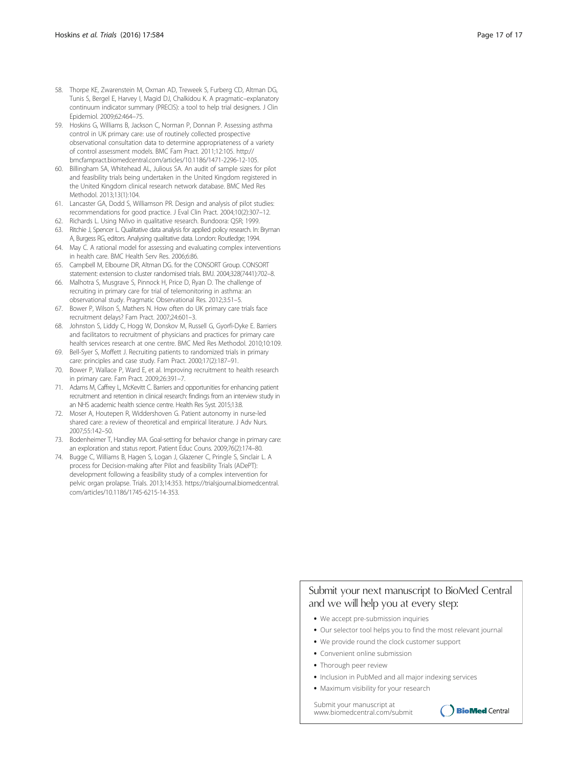58. Thorpe KE, Zwarenstein M, Oxman AD, Treweek S, Furberg CD, Altman DG, Tunis S, Bergel E, Harvey I, Magid DJ, Chalkidou K. A pragmatic–explanatory continuum indicator summary (PRECIS): a tool to help trial designers. J Clin Epidemiol. 2009;62:464–75.
59. Hoskins G, Williams B, Jackson C, Norman P, Donnan P. Assessing asthma control in UK primary care: use of routinely collected prospective observational consultation data to determine appropriateness of a variety of control assessment models. BMC Fam Pract. 2011;12:105. http://bmcfampract.biomedcentral.com/articles/10.1186/1471-2296-12-105.
60. Billingham SA, Whitehead AL, Julious SA. An audit of sample sizes for pilot and feasibility trials being undertaken in the United Kingdom registered in the United Kingdom clinical research network database. BMC Med Res Methodol. 2013;13(1):104.
61. Lancaster GA, Dodd S, Williamson PR. Design and analysis of pilot studies: recommendations for good practice. J Eval Clin Pract. 2004;10(2):307–12.
62. Richards L. Using NVivo in qualitative research. Bundoora: QSR; 1999.
63. Ritchie J, Spencer L. Qualitative data analysis for applied policy research. In: Bryman A, Burgess RG, editors. Analysing qualitative data. London: Routledge; 1994.
64. May C. A rational model for assessing and evaluating complex interventions in health care. BMC Health Serv Res. 2006;6:86.
65. Campbell M, Elbourne DR, Altman DG. for the CONSORT Group. CONSORT statement: extension to cluster randomised trials. BMJ. 2004;328(7441):702–8.
66. Malhotra S, Musgrave S, Pinnock H, Price D, Ryan D. The challenge of recruiting in primary care for trial of telemonitoring in asthma: an observational study. Pragmatic Observational Res. 2012;3:51–5.
67. Bower P, Wilson S, Mathers N. How often do UK primary care trials face recruitment delays? Fam Pract. 2007;24:601–3.
68. Johnston S, Liddy C, Hogg W, Donskov M, Russell G, Gyorfi-Dyke E. Barriers and facilitators to recruitment of physicians and practices for primary care health services research at one centre. BMC Med Res Methodol. 2010;10:109.
69. Bell-Syer S, Moffett J. Recruiting patients to randomized trials in primary care: principles and case study. Fam Pract. 2000;17(2):187–91.
70. Bower P, Wallace P, Ward E, et al. Improving recruitment to health research in primary care. Fam Pract. 2009;26:391–7.
71. Adams M, Caffrey L, McKevitt C. Barriers and opportunities for enhancing patient recruitment and retention in clinical research: findings from an interview study in an NHS academic health science centre. Health Res Syst. 2015;13:8.
72. Moser A, Houtepen R, Widdershoven G. Patient autonomy in nurse-led shared care: a review of theoretical and empirical literature. J Adv Nurs. 2007;55:142–50.
73. Bodenheimer T, Handley MA. Goal-setting for behavior change in primary care: an exploration and status report. Patient Educ Couns. 2009;76(2):174–80.
74. Bugge C, Williams B, Hagen S, Logan J, Glazener C, Pringle S, Sinclair L. A process for Decision-making after Pilot and feasibility Trials (ADePT): development following a feasibility study of a complex intervention for pelvic organ prolapse. Trials. 2013;14:353. https://trialsjournal.biomedcentral.com/articles/10.1186/1745-6215-14-353.

Submit your next manuscript to BioMed Central and we will help you at every step:

- We accept pre-submission inquiries
- Our selector tool helps you to find the most relevant journal
- We provide round the clock customer support
- Convenient online submission
- Thorough peer review
- Inclusion in PubMed and all major indexing services
- Maximum visibility for your research

Submit your manuscript at www.biomedcentral.com/submit

BioMed Central